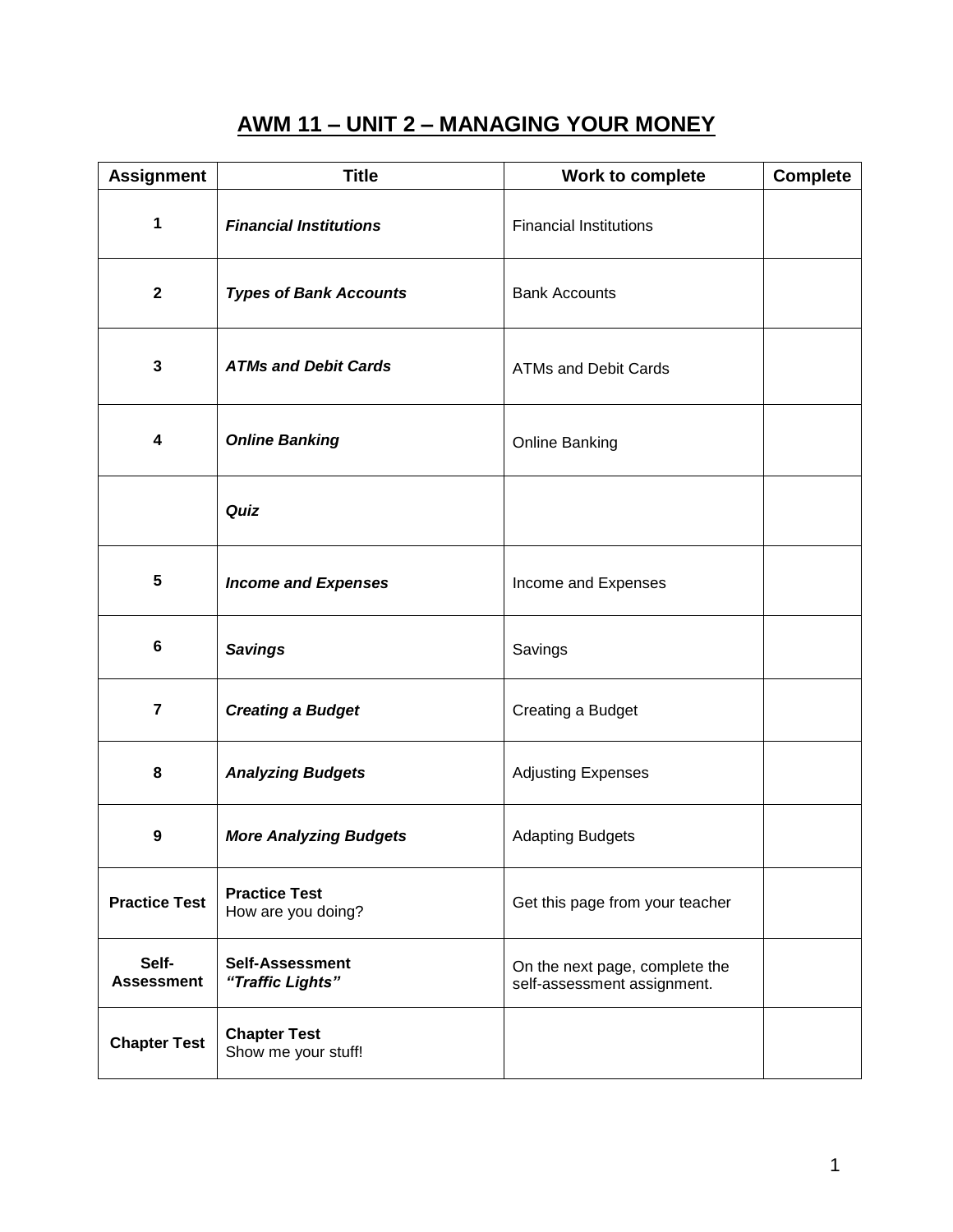# AWM 11 – UNIT 2 – MANAGING YOUR MONEY

| Assignment | Title | Work to complete | Complete |
|---|---|---|---|
| **1** | ***Financial Institutions*** | Financial Institutions | |
| **2** | ***Types of Bank Accounts*** | Bank Accounts | |
| **3** | ***ATMs and Debit Cards*** | ATMs and Debit Cards | |
| **4** | ***Online Banking*** | Online Banking | |
| | ***Quiz*** | | |
| **5** | ***Income and Expenses*** | Income and Expenses | |
| **6** | ***Savings*** | Savings | |
| **7** | ***Creating a Budget*** | Creating a Budget | |
| **8** | ***Analyzing Budgets*** | Adjusting Expenses | |
| **9** | ***More Analyzing Budgets*** | Adapting Budgets | |
| **Practice Test** | **Practice Test** How are you doing? | Get this page from your teacher | |
| **Self-Assessment** | **Self-Assessment** ***"Traffic Lights"*** | On the next page, complete the self-assessment assignment. | |
| **Chapter Test** | **Chapter Test** Show me your stuff! | | |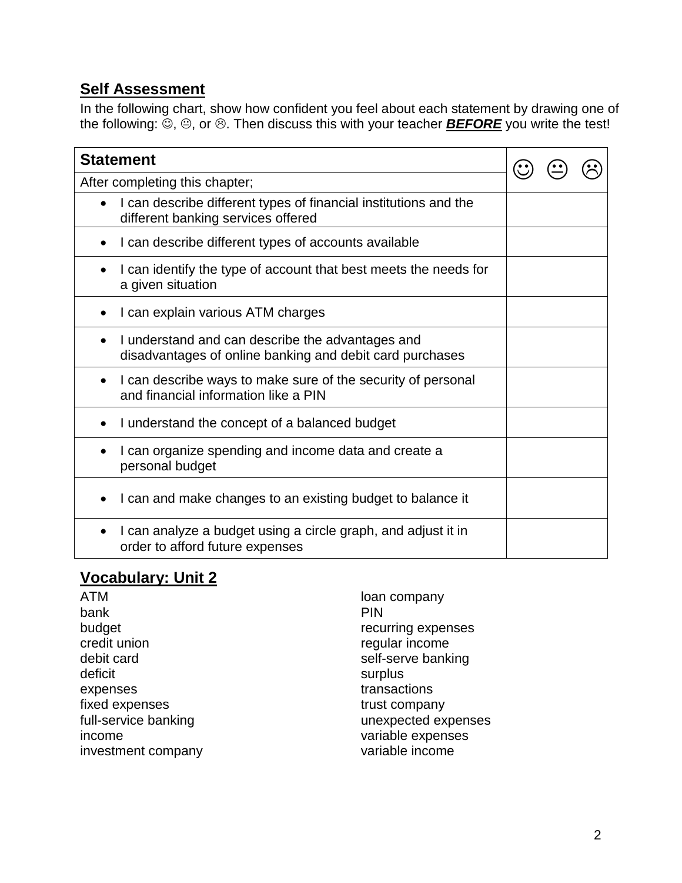## Self Assessment

In the following chart, show how confident you feel about each statement by drawing one of the following: ☺, 😐, or ☹. Then discuss this with your teacher ***BEFORE*** you write the test!

| Statement | ☺ 😐 ☹ |
|---|---|
| After completing this chapter; | |
| • I can describe different types of financial institutions and the different banking services offered | |
| • I can describe different types of accounts available | |
| • I can identify the type of account that best meets the needs for a given situation | |
| • I can explain various ATM charges | |
| • I understand and can describe the advantages and disadvantages of online banking and debit card purchases | |
| • I can describe ways to make sure of the security of personal and financial information like a PIN | |
| • I understand the concept of a balanced budget | |
| • I can organize spending and income data and create a personal budget | |
| • I can and make changes to an existing budget to balance it | |
| • I can analyze a budget using a circle graph, and adjust it in order to afford future expenses | |

## Vocabulary: Unit 2

ATM
bank
budget
credit union
debit card
deficit
expenses
fixed expenses
full-service banking
income
investment company
loan company
PIN
recurring expenses
regular income
self-serve banking
surplus
transactions
trust company
unexpected expenses
variable expenses
variable income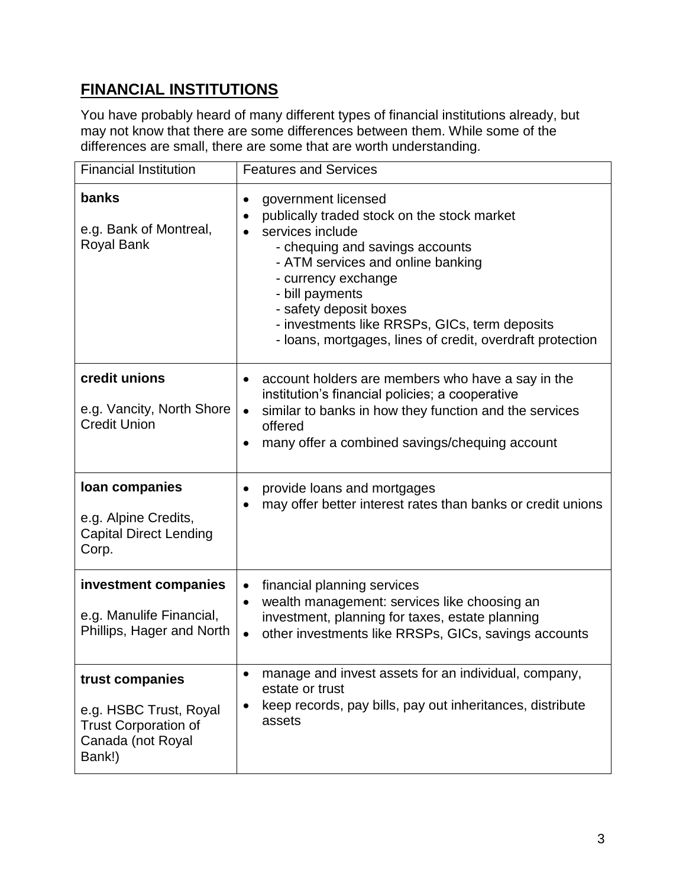## FINANCIAL INSTITUTIONS

You have probably heard of many different types of financial institutions already, but may not know that there are some differences between them. While some of the differences are small, there are some that are worth understanding.

| Financial Institution | Features and Services |
|---|---|
| **banks**<br><br>e.g. Bank of Montreal, Royal Bank | • government licensed<br>• publically traded stock on the stock market<br>• services include<br>- chequing and savings accounts<br>- ATM services and online banking<br>- currency exchange<br>- bill payments<br>- safety deposit boxes<br>- investments like RRSPs, GICs, term deposits<br>- loans, mortgages, lines of credit, overdraft protection |
| **credit unions**<br><br>e.g. Vancity, North Shore Credit Union | • account holders are members who have a say in the institution's financial policies; a cooperative<br>• similar to banks in how they function and the services offered<br>• many offer a combined savings/chequing account |
| **loan companies**<br><br>e.g. Alpine Credits, Capital Direct Lending Corp. | • provide loans and mortgages<br>• may offer better interest rates than banks or credit unions |
| **investment companies**<br><br>e.g. Manulife Financial, Phillips, Hager and North | • financial planning services<br>• wealth management: services like choosing an investment, planning for taxes, estate planning<br>• other investments like RRSPs, GICs, savings accounts |
| **trust companies**<br><br>e.g. HSBC Trust, Royal Trust Corporation of Canada (not Royal Bank!) | • manage and invest assets for an individual, company, estate or trust<br>• keep records, pay bills, pay out inheritances, distribute assets |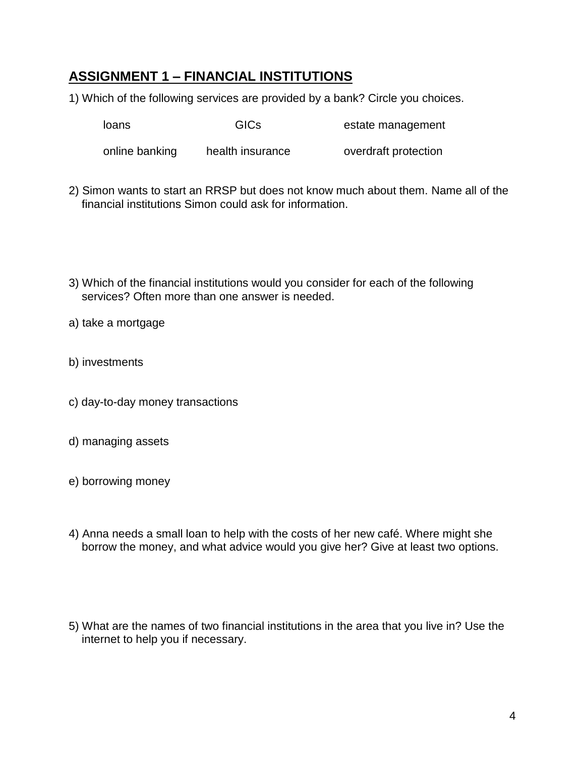## ASSIGNMENT 1 – FINANCIAL INSTITUTIONS

1) Which of the following services are provided by a bank? Circle you choices.

| loans | GICs | estate management |
|---|---|---|
| online banking | health insurance | overdraft protection |

2) Simon wants to start an RRSP but does not know much about them. Name all of the financial institutions Simon could ask for information.

3) Which of the financial institutions would you consider for each of the following services? Often more than one answer is needed.

a) take a mortgage

b) investments

c) day-to-day money transactions

d) managing assets

e) borrowing money

4) Anna needs a small loan to help with the costs of her new café. Where might she borrow the money, and what advice would you give her? Give at least two options.

5) What are the names of two financial institutions in the area that you live in? Use the internet to help you if necessary.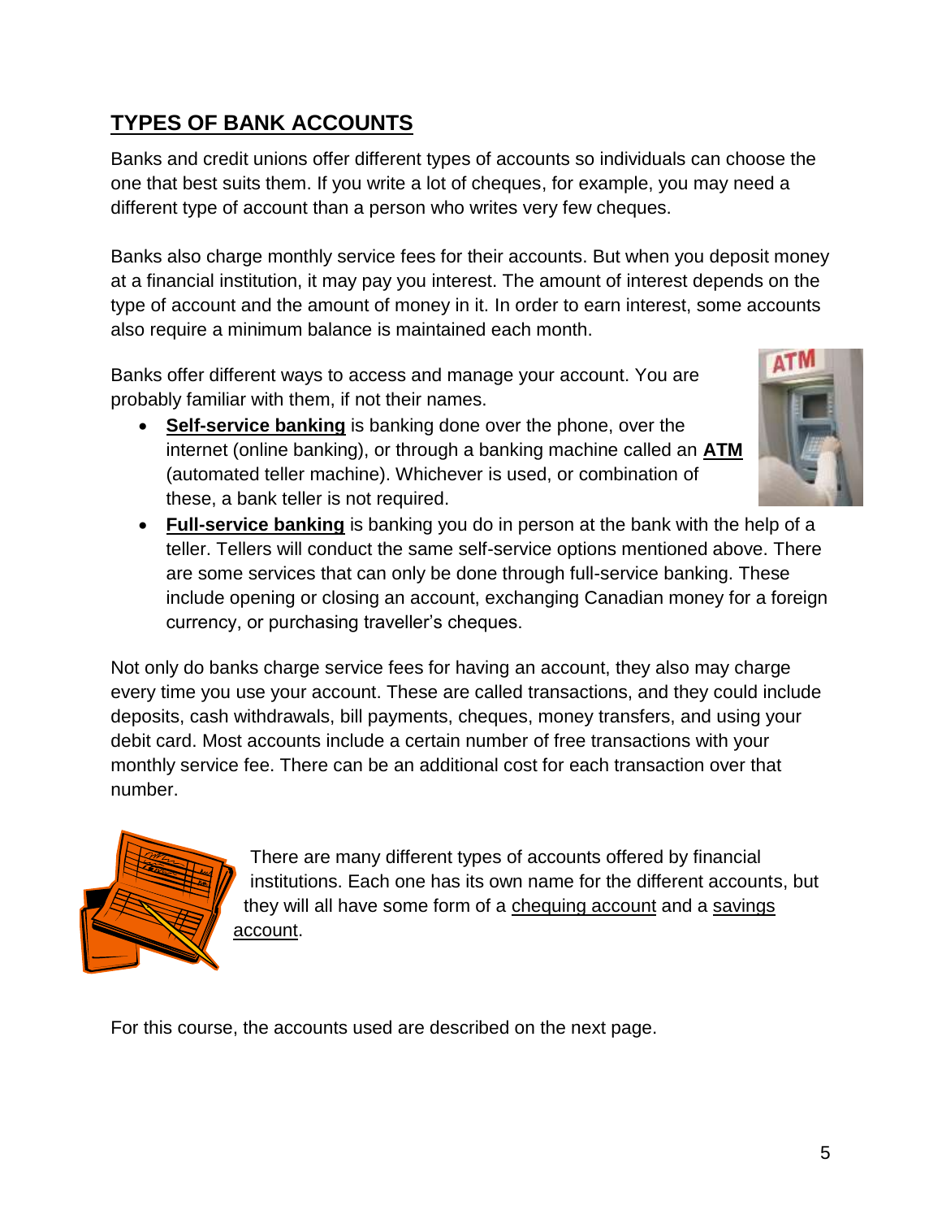## TYPES OF BANK ACCOUNTS

Banks and credit unions offer different types of accounts so individuals can choose the one that best suits them. If you write a lot of cheques, for example, you may need a different type of account than a person who writes very few cheques.

Banks also charge monthly service fees for their accounts. But when you deposit money at a financial institution, it may pay you interest. The amount of interest depends on the type of account and the amount of money in it. In order to earn interest, some accounts also require a minimum balance is maintained each month.

Banks offer different ways to access and manage your account. You are probably familiar with them, if not their names.

- **Self-service banking** is banking done over the phone, over the internet (online banking), or through a banking machine called an **ATM** (automated teller machine). Whichever is used, or combination of these, a bank teller is not required.
- **Full-service banking** is banking you do in person at the bank with the help of a teller. Tellers will conduct the same self-service options mentioned above. There are some services that can only be done through full-service banking. These include opening or closing an account, exchanging Canadian money for a foreign currency, or purchasing traveller's cheques.

Not only do banks charge service fees for having an account, they also may charge every time you use your account. These are called transactions, and they could include deposits, cash withdrawals, bill payments, cheques, money transfers, and using your debit card. Most accounts include a certain number of free transactions with your monthly service fee. There can be an additional cost for each transaction over that number.

There are many different types of accounts offered by financial institutions. Each one has its own name for the different accounts, but they will all have some form of a chequing account and a savings account.

For this course, the accounts used are described on the next page.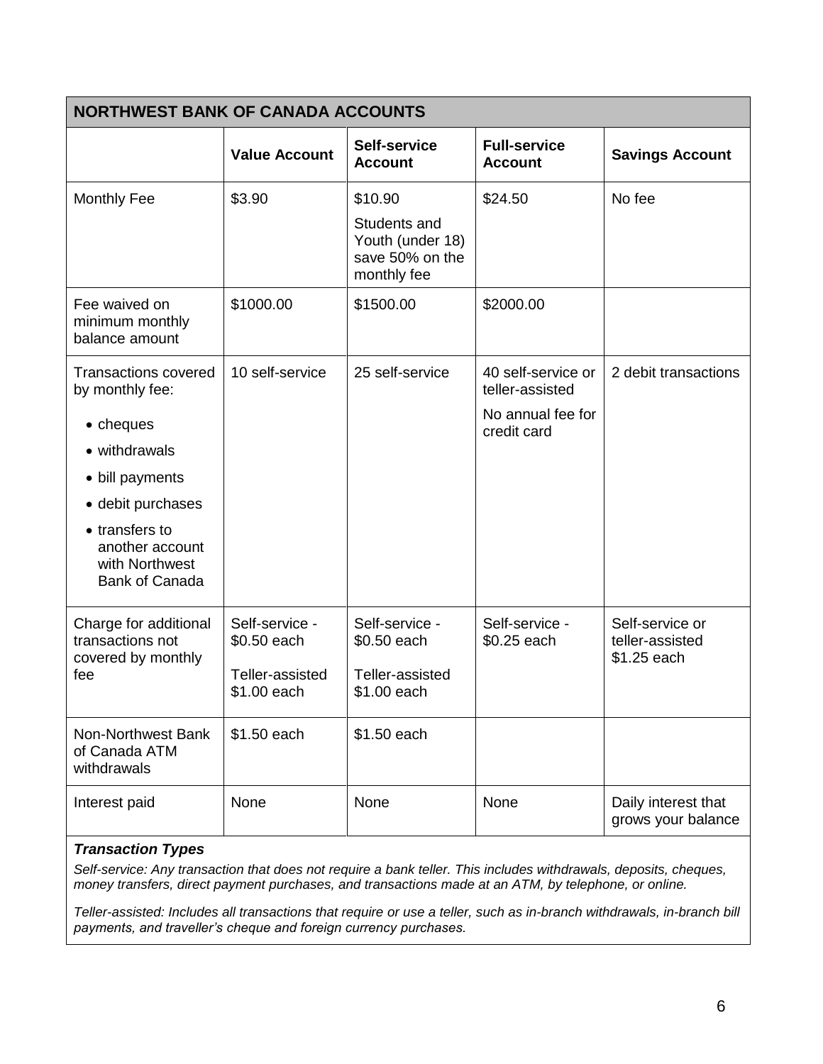| NORTHWEST BANK OF CANADA ACCOUNTS | | | | |
|---|---|---|---|---|
| | **Value Account** | **Self-service Account** | **Full-service Account** | **Savings Account** |
| Monthly Fee | \$3.90 | \$10.90<br>Students and Youth (under 18) save 50% on the monthly fee | \$24.50 | No fee |
| Fee waived on minimum monthly balance amount | \$1000.00 | \$1500.00 | \$2000.00 | |
| Transactions covered by monthly fee:<br>• cheques<br>• withdrawals<br>• bill payments<br>• debit purchases<br>• transfers to another account with Northwest Bank of Canada | 10 self-service | 25 self-service | 40 self-service or teller-assisted<br>No annual fee for credit card | 2 debit transactions |
| Charge for additional transactions not covered by monthly fee | Self-service - \$0.50 each<br>Teller-assisted \$1.00 each | Self-service - \$0.50 each<br>Teller-assisted \$1.00 each | Self-service - \$0.25 each | Self-service or teller-assisted \$1.25 each |
| Non-Northwest Bank of Canada ATM withdrawals | \$1.50 each | \$1.50 each | | |
| Interest paid | None | None | None | Daily interest that grows your balance |

***Transaction Types***

*Self-service: Any transaction that does not require a bank teller. This includes withdrawals, deposits, cheques, money transfers, direct payment purchases, and transactions made at an ATM, by telephone, or online.*

*Teller-assisted: Includes all transactions that require or use a teller, such as in-branch withdrawals, in-branch bill payments, and traveller's cheque and foreign currency purchases.*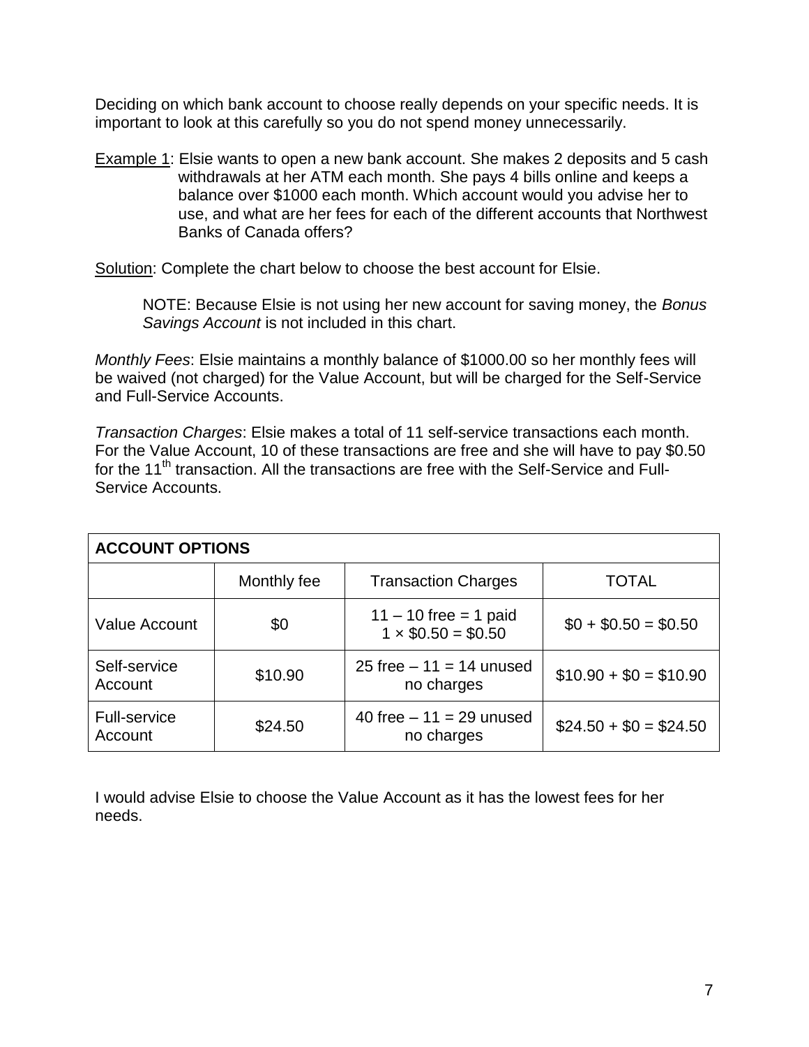Deciding on which bank account to choose really depends on your specific needs. It is important to look at this carefully so you do not spend money unnecessarily.

Example 1: Elsie wants to open a new bank account. She makes 2 deposits and 5 cash withdrawals at her ATM each month. She pays 4 bills online and keeps a balance over $1000 each month. Which account would you advise her to use, and what are her fees for each of the different accounts that Northwest Banks of Canada offers?

Solution: Complete the chart below to choose the best account for Elsie.

> NOTE: Because Elsie is not using her new account for saving money, the *Bonus Savings Account* is not included in this chart.

*Monthly Fees*: Elsie maintains a monthly balance of $1000.00 so her monthly fees will be waived (not charged) for the Value Account, but will be charged for the Self-Service and Full-Service Accounts.

*Transaction Charges*: Elsie makes a total of 11 self-service transactions each month. For the Value Account, 10 of these transactions are free and she will have to pay $0.50 for the 11$^{th}$ transaction. All the transactions are free with the Self-Service and Full-Service Accounts.

| **ACCOUNT OPTIONS** | | | |
|---|---|---|---|
| | Monthly fee | Transaction Charges | TOTAL |
| Value Account | $0 | 11 – 10 free = 1 paid<br>1 × $0.50 = $0.50 | $0 + $0.50 = $0.50 |
| Self-service Account | $10.90 | 25 free – 11 = 14 unused<br>no charges | $10.90 + $0 = $10.90 |
| Full-service Account | $24.50 | 40 free – 11 = 29 unused<br>no charges | $24.50 + $0 = $24.50 |

I would advise Elsie to choose the Value Account as it has the lowest fees for her needs.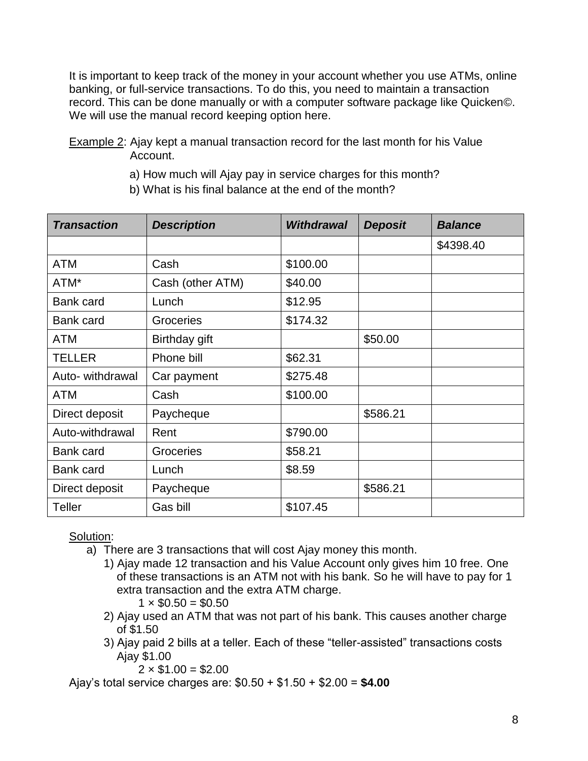It is important to keep track of the money in your account whether you use ATMs, online banking, or full-service transactions. To do this, you need to maintain a transaction record. This can be done manually or with a computer software package like Quicken©. We will use the manual record keeping option here.

Example 2: Ajay kept a manual transaction record for the last month for his Value Account.

a) How much will Ajay pay in service charges for this month?

b) What is his final balance at the end of the month?

| ***Transaction*** | ***Description*** | ***Withdrawal*** | ***Deposit*** | ***Balance*** |
|---|---|---|---|---|
| | | | | $4398.40 |
| ATM | Cash | $100.00 | | |
| ATM* | Cash (other ATM) | $40.00 | | |
| Bank card | Lunch | $12.95 | | |
| Bank card | Groceries | $174.32 | | |
| ATM | Birthday gift | | $50.00 | |
| TELLER | Phone bill | $62.31 | | |
| Auto- withdrawal | Car payment | $275.48 | | |
| ATM | Cash | $100.00 | | |
| Direct deposit | Paycheque | | $586.21 | |
| Auto-withdrawal | Rent | $790.00 | | |
| Bank card | Groceries | $58.21 | | |
| Bank card | Lunch | $8.59 | | |
| Direct deposit | Paycheque | | $586.21 | |
| Teller | Gas bill | $107.45 | | |

Solution:

a) There are 3 transactions that will cost Ajay money this month.

1) Ajay made 12 transaction and his Value Account only gives him 10 free. One of these transactions is an ATM not with his bank. So he will have to pay for 1 extra transaction and the extra ATM charge.

$1 \times \$0.50 = \$0.50$

2) Ajay used an ATM that was not part of his bank. This causes another charge of $1.50

3) Ajay paid 2 bills at a teller. Each of these "teller-assisted" transactions costs Ajay $1.00

$2 \times \$1.00 = \$2.00$

Ajay's total service charges are: $0.50 + $1.50 + $2.00 = **$4.00**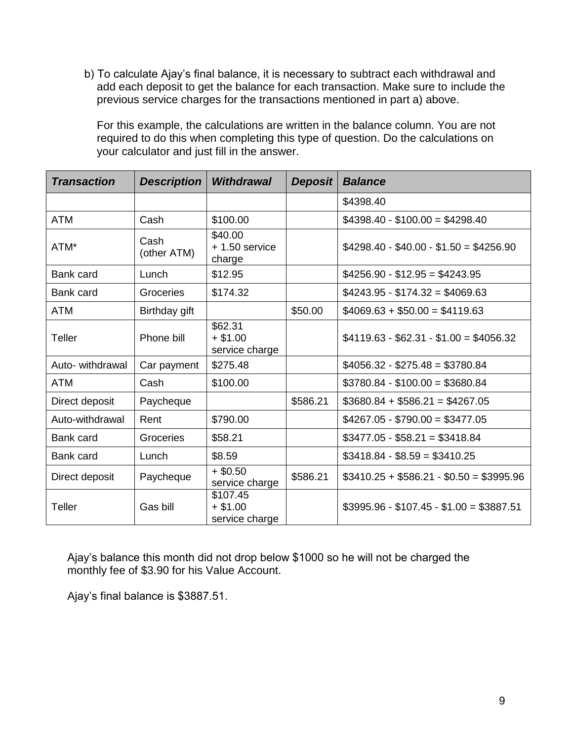b) To calculate Ajay's final balance, it is necessary to subtract each withdrawal and add each deposit to get the balance for each transaction. Make sure to include the previous service charges for the transactions mentioned in part a) above.

For this example, the calculations are written in the balance column. You are not required to do this when completing this type of question. Do the calculations on your calculator and just fill in the answer.

| ***Transaction*** | ***Description*** | ***Withdrawal*** | ***Deposit*** | ***Balance*** |
|---|---|---|---|---|
| | | | | $4398.40 |
| ATM | Cash | $100.00 | | $4398.40 - $100.00 = $4298.40 |
| ATM* | Cash (other ATM) | $40.00 + 1.50 service charge | | $4298.40 - $40.00 - $1.50 = $4256.90 |
| Bank card | Lunch | $12.95 | | $4256.90 - $12.95 = $4243.95 |
| Bank card | Groceries | $174.32 | | $4243.95 - $174.32 = $4069.63 |
| ATM | Birthday gift | | $50.00 | $4069.63 + $50.00 = $4119.63 |
| Teller | Phone bill | $62.31 + $1.00 service charge | | $4119.63 - $62.31 - $1.00 = $4056.32 |
| Auto- withdrawal | Car payment | $275.48 | | $4056.32 - $275.48 = $3780.84 |
| ATM | Cash | $100.00 | | $3780.84 - $100.00 = $3680.84 |
| Direct deposit | Paycheque | | $586.21 | $3680.84 + $586.21 = $4267.05 |
| Auto-withdrawal | Rent | $790.00 | | $4267.05 - $790.00 = $3477.05 |
| Bank card | Groceries | $58.21 | | $3477.05 - $58.21 = $3418.84 |
| Bank card | Lunch | $8.59 | | $3418.84 - $8.59 = $3410.25 |
| Direct deposit | Paycheque | + $0.50 service charge | $586.21 | $3410.25 + $586.21 - $0.50 = $3995.96 |
| Teller | Gas bill | $107.45 + $1.00 service charge | | $3995.96 - $107.45 - $1.00 = $3887.51 |

Ajay's balance this month did not drop below $1000 so he will not be charged the monthly fee of $3.90 for his Value Account.

Ajay's final balance is $3887.51.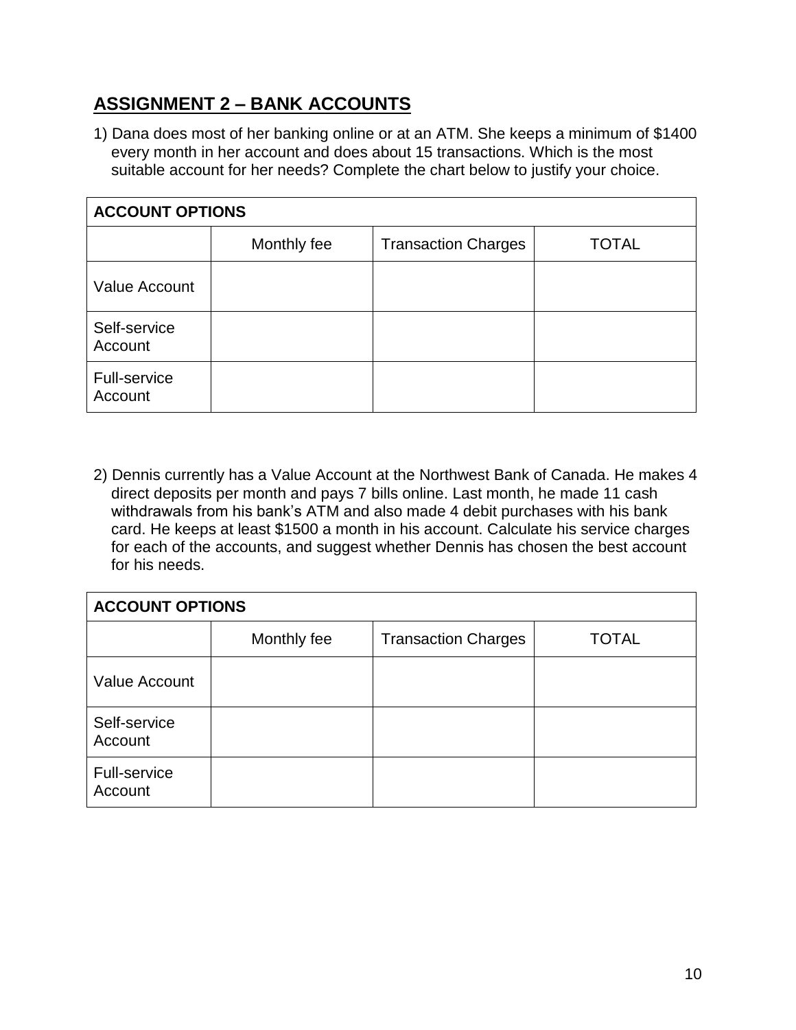## ASSIGNMENT 2 – BANK ACCOUNTS

1) Dana does most of her banking online or at an ATM. She keeps a minimum of $1400 every month in her account and does about 15 transactions. Which is the most suitable account for her needs? Complete the chart below to justify your choice.

| ACCOUNT OPTIONS | | | |
|---|---|---|---|
| | Monthly fee | Transaction Charges | TOTAL |
| Value Account | | | |
| Self-service Account | | | |
| Full-service Account | | | |

2) Dennis currently has a Value Account at the Northwest Bank of Canada. He makes 4 direct deposits per month and pays 7 bills online. Last month, he made 11 cash withdrawals from his bank's ATM and also made 4 debit purchases with his bank card. He keeps at least $1500 a month in his account. Calculate his service charges for each of the accounts, and suggest whether Dennis has chosen the best account for his needs.

| ACCOUNT OPTIONS | | | |
|---|---|---|---|
| | Monthly fee | Transaction Charges | TOTAL |
| Value Account | | | |
| Self-service Account | | | |
| Full-service Account | | | |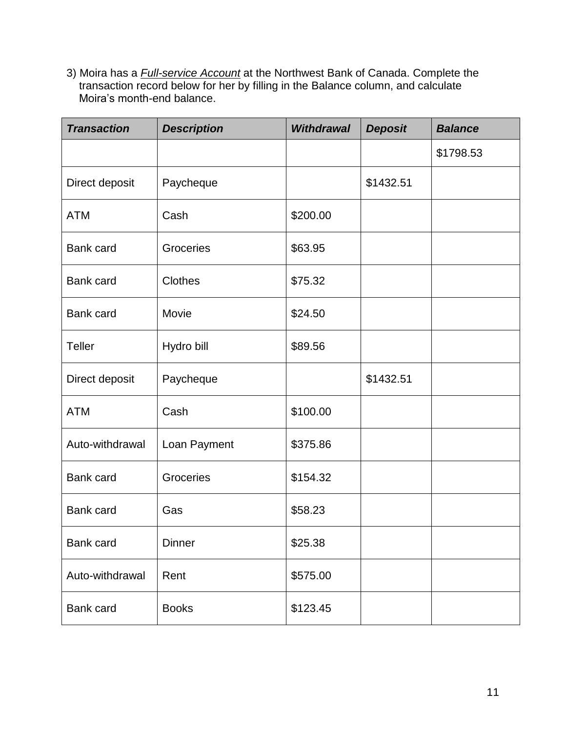3) Moira has a ***Full-service Account*** at the Northwest Bank of Canada. Complete the transaction record below for her by filling in the Balance column, and calculate Moira's month-end balance.

| ***Transaction*** | ***Description*** | ***Withdrawal*** | ***Deposit*** | ***Balance*** |
|---|---|---|---|---|
| | | | | $1798.53 |
| Direct deposit | Paycheque | | $1432.51 | |
| ATM | Cash | $200.00 | | |
| Bank card | Groceries | $63.95 | | |
| Bank card | Clothes | $75.32 | | |
| Bank card | Movie | $24.50 | | |
| Teller | Hydro bill | $89.56 | | |
| Direct deposit | Paycheque | | $1432.51 | |
| ATM | Cash | $100.00 | | |
| Auto-withdrawal | Loan Payment | $375.86 | | |
| Bank card | Groceries | $154.32 | | |
| Bank card | Gas | $58.23 | | |
| Bank card | Dinner | $25.38 | | |
| Auto-withdrawal | Rent | $575.00 | | |
| Bank card | Books | $123.45 | | |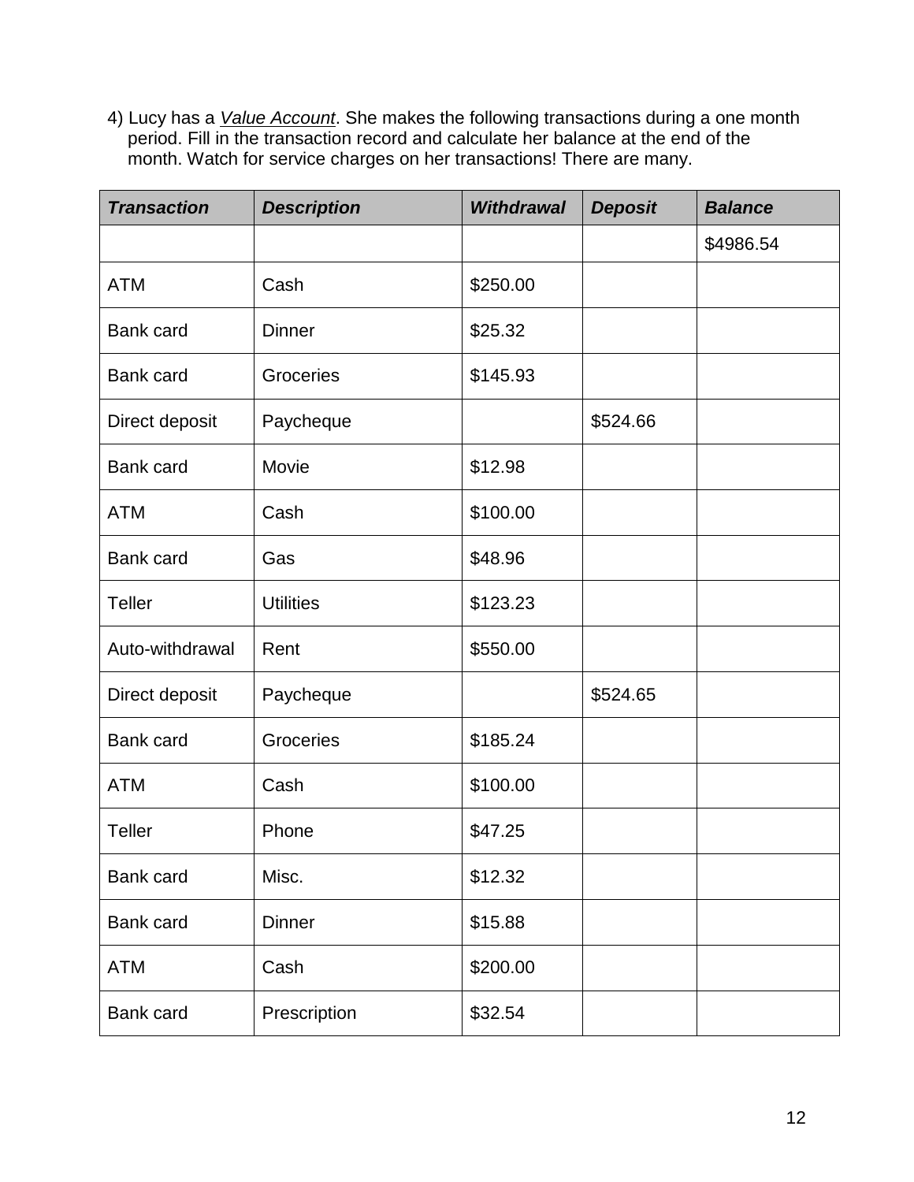4) Lucy has a *<u>Value Account</u>*. She makes the following transactions during a one month period. Fill in the transaction record and calculate her balance at the end of the month. Watch for service charges on her transactions! There are many.

| ***Transaction*** | ***Description*** | ***Withdrawal*** | ***Deposit*** | ***Balance*** |
|---|---|---|---|---|
| | | | | $4986.54 |
| ATM | Cash | $250.00 | | |
| Bank card | Dinner | $25.32 | | |
| Bank card | Groceries | $145.93 | | |
| Direct deposit | Paycheque | | $524.66 | |
| Bank card | Movie | $12.98 | | |
| ATM | Cash | $100.00 | | |
| Bank card | Gas | $48.96 | | |
| Teller | Utilities | $123.23 | | |
| Auto-withdrawal | Rent | $550.00 | | |
| Direct deposit | Paycheque | | $524.65 | |
| Bank card | Groceries | $185.24 | | |
| ATM | Cash | $100.00 | | |
| Teller | Phone | $47.25 | | |
| Bank card | Misc. | $12.32 | | |
| Bank card | Dinner | $15.88 | | |
| ATM | Cash | $200.00 | | |
| Bank card | Prescription | $32.54 | | |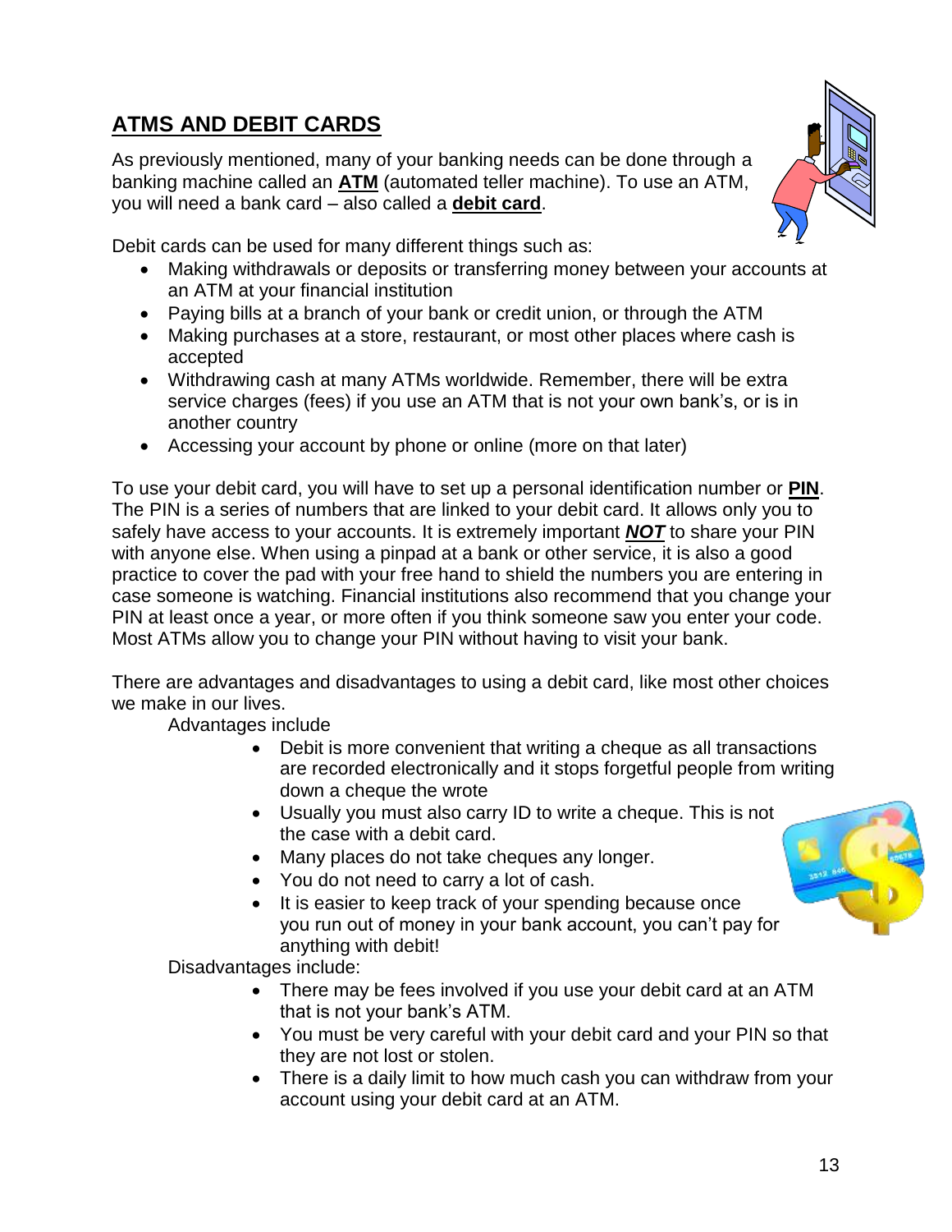## ATMS AND DEBIT CARDS

As previously mentioned, many of your banking needs can be done through a banking machine called an **ATM** (automated teller machine). To use an ATM, you will need a bank card – also called a **debit card**.

Debit cards can be used for many different things such as:

- Making withdrawals or deposits or transferring money between your accounts at an ATM at your financial institution
- Paying bills at a branch of your bank or credit union, or through the ATM
- Making purchases at a store, restaurant, or most other places where cash is accepted
- Withdrawing cash at many ATMs worldwide. Remember, there will be extra service charges (fees) if you use an ATM that is not your own bank's, or is in another country
- Accessing your account by phone or online (more on that later)

To use your debit card, you will have to set up a personal identification number or **PIN**. The PIN is a series of numbers that are linked to your debit card. It allows only you to safely have access to your accounts. It is extremely important ***NOT*** to share your PIN with anyone else. When using a pinpad at a bank or other service, it is also a good practice to cover the pad with your free hand to shield the numbers you are entering in case someone is watching. Financial institutions also recommend that you change your PIN at least once a year, or more often if you think someone saw you enter your code. Most ATMs allow you to change your PIN without having to visit your bank.

There are advantages and disadvantages to using a debit card, like most other choices we make in our lives.

Advantages include

- Debit is more convenient that writing a cheque as all transactions are recorded electronically and it stops forgetful people from writing down a cheque the wrote
- Usually you must also carry ID to write a cheque. This is not the case with a debit card.
- Many places do not take cheques any longer.
- You do not need to carry a lot of cash.
- It is easier to keep track of your spending because once you run out of money in your bank account, you can't pay for anything with debit!

Disadvantages include:

- There may be fees involved if you use your debit card at an ATM that is not your bank's ATM.
- You must be very careful with your debit card and your PIN so that they are not lost or stolen.
- There is a daily limit to how much cash you can withdraw from your account using your debit card at an ATM.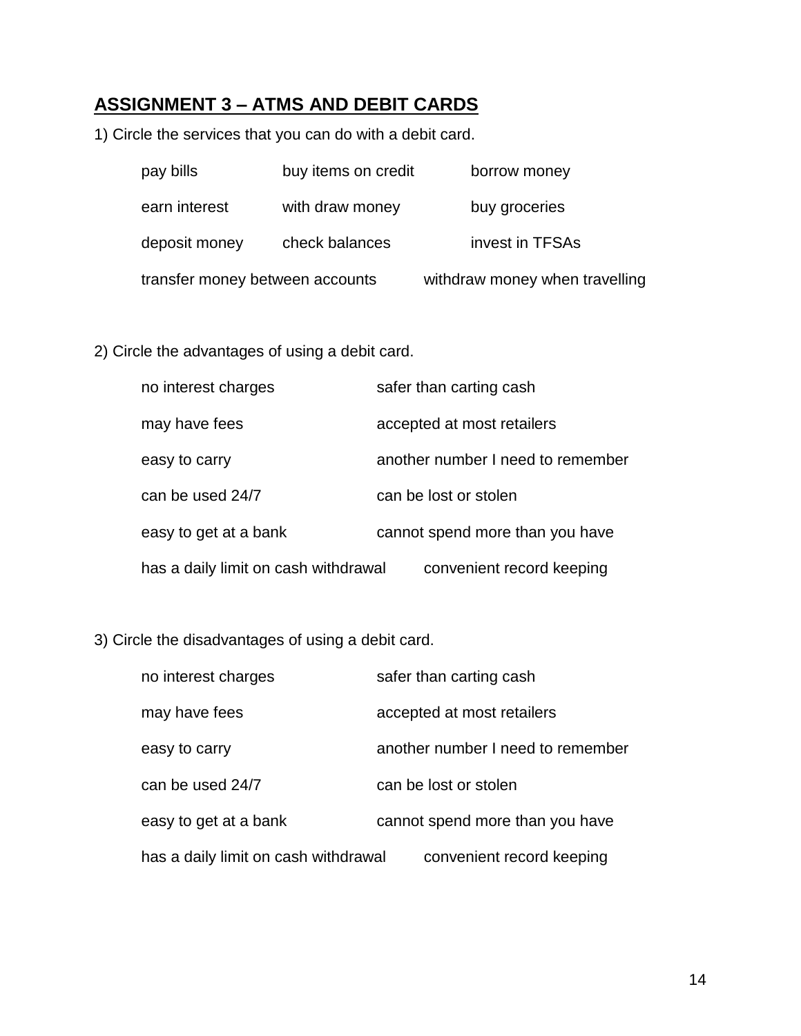## ASSIGNMENT 3 – ATMS AND DEBIT CARDS

1) Circle the services that you can do with a debit card.

| | | |
|---|---|---|
| pay bills | buy items on credit | borrow money |
| earn interest | with draw money | buy groceries |
| deposit money | check balances | invest in TFSAs |
| transfer money between accounts | | withdraw money when travelling |

2) Circle the advantages of using a debit card.

| | |
|---|---|
| no interest charges | safer than carting cash |
| may have fees | accepted at most retailers |
| easy to carry | another number I need to remember |
| can be used 24/7 | can be lost or stolen |
| easy to get at a bank | cannot spend more than you have |
| has a daily limit on cash withdrawal | convenient record keeping |

3) Circle the disadvantages of using a debit card.

| | |
|---|---|
| no interest charges | safer than carting cash |
| may have fees | accepted at most retailers |
| easy to carry | another number I need to remember |
| can be used 24/7 | can be lost or stolen |
| easy to get at a bank | cannot spend more than you have |
| has a daily limit on cash withdrawal | convenient record keeping |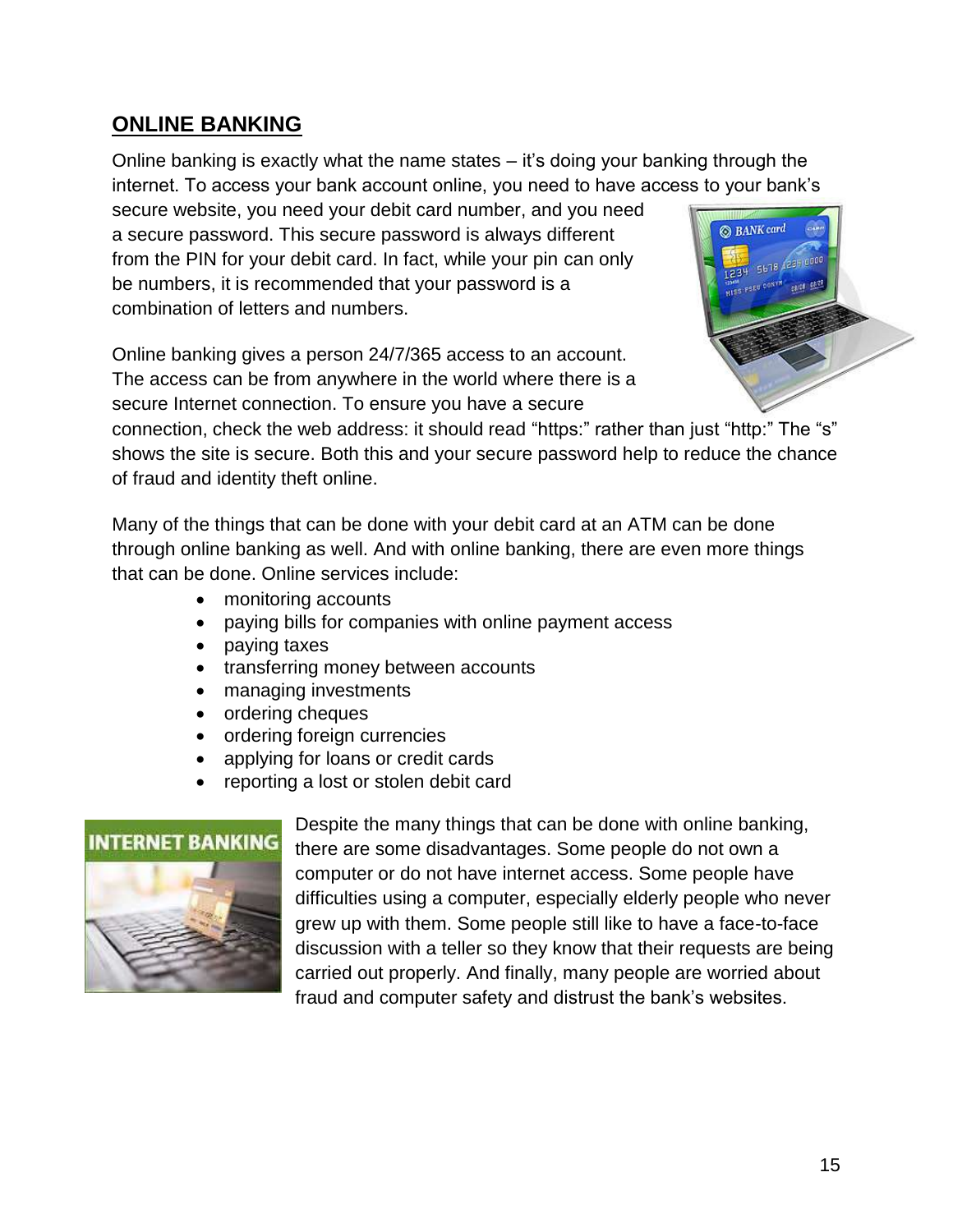## ONLINE BANKING

Online banking is exactly what the name states – it's doing your banking through the internet. To access your bank account online, you need to have access to your bank's secure website, you need your debit card number, and you need a secure password. This secure password is always different from the PIN for your debit card. In fact, while your pin can only be numbers, it is recommended that your password is a combination of letters and numbers.

Online banking gives a person 24/7/365 access to an account. The access can be from anywhere in the world where there is a secure Internet connection. To ensure you have a secure connection, check the web address: it should read "https:" rather than just "http:" The "s" shows the site is secure. Both this and your secure password help to reduce the chance of fraud and identity theft online.

Many of the things that can be done with your debit card at an ATM can be done through online banking as well. And with online banking, there are even more things that can be done. Online services include:

- monitoring accounts
- paying bills for companies with online payment access
- paying taxes
- transferring money between accounts
- managing investments
- ordering cheques
- ordering foreign currencies
- applying for loans or credit cards
- reporting a lost or stolen debit card

Despite the many things that can be done with online banking, there are some disadvantages. Some people do not own a computer or do not have internet access. Some people have difficulties using a computer, especially elderly people who never grew up with them. Some people still like to have a face-to-face discussion with a teller so they know that their requests are being carried out properly. And finally, many people are worried about fraud and computer safety and distrust the bank's websites.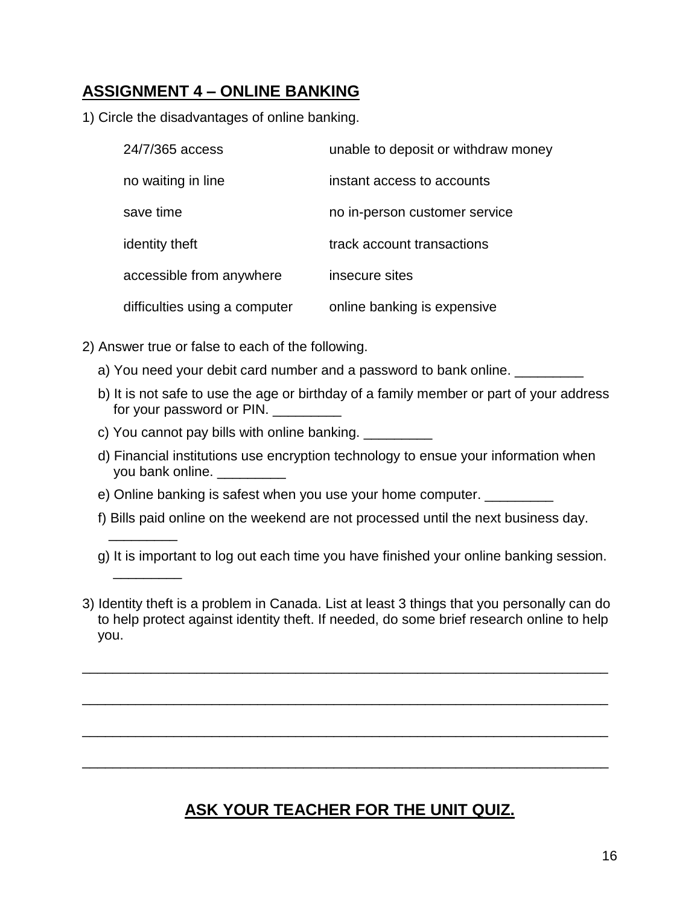## ASSIGNMENT 4 – ONLINE BANKING

1) Circle the disadvantages of online banking.

| | |
|---|---|
| 24/7/365 access | unable to deposit or withdraw money |
| no waiting in line | instant access to accounts |
| save time | no in-person customer service |
| identity theft | track account transactions |
| accessible from anywhere | insecure sites |
| difficulties using a computer | online banking is expensive |

2) Answer true or false to each of the following.

a) You need your debit card number and a password to bank online. _________

b) It is not safe to use the age or birthday of a family member or part of your address for your password or PIN. _________

c) You cannot pay bills with online banking. _________

d) Financial institutions use encryption technology to ensue your information when you bank online. _________

e) Online banking is safest when you use your home computer. _________

f) Bills paid online on the weekend are not processed until the next business day. _________

g) It is important to log out each time you have finished your online banking session. _________

3) Identity theft is a problem in Canada. List at least 3 things that you personally can do to help protect against identity theft. If needed, do some brief research online to help you.

_____________________________________________________________________

_____________________________________________________________________

_____________________________________________________________________

_____________________________________________________________________

**ASK YOUR TEACHER FOR THE UNIT QUIZ.**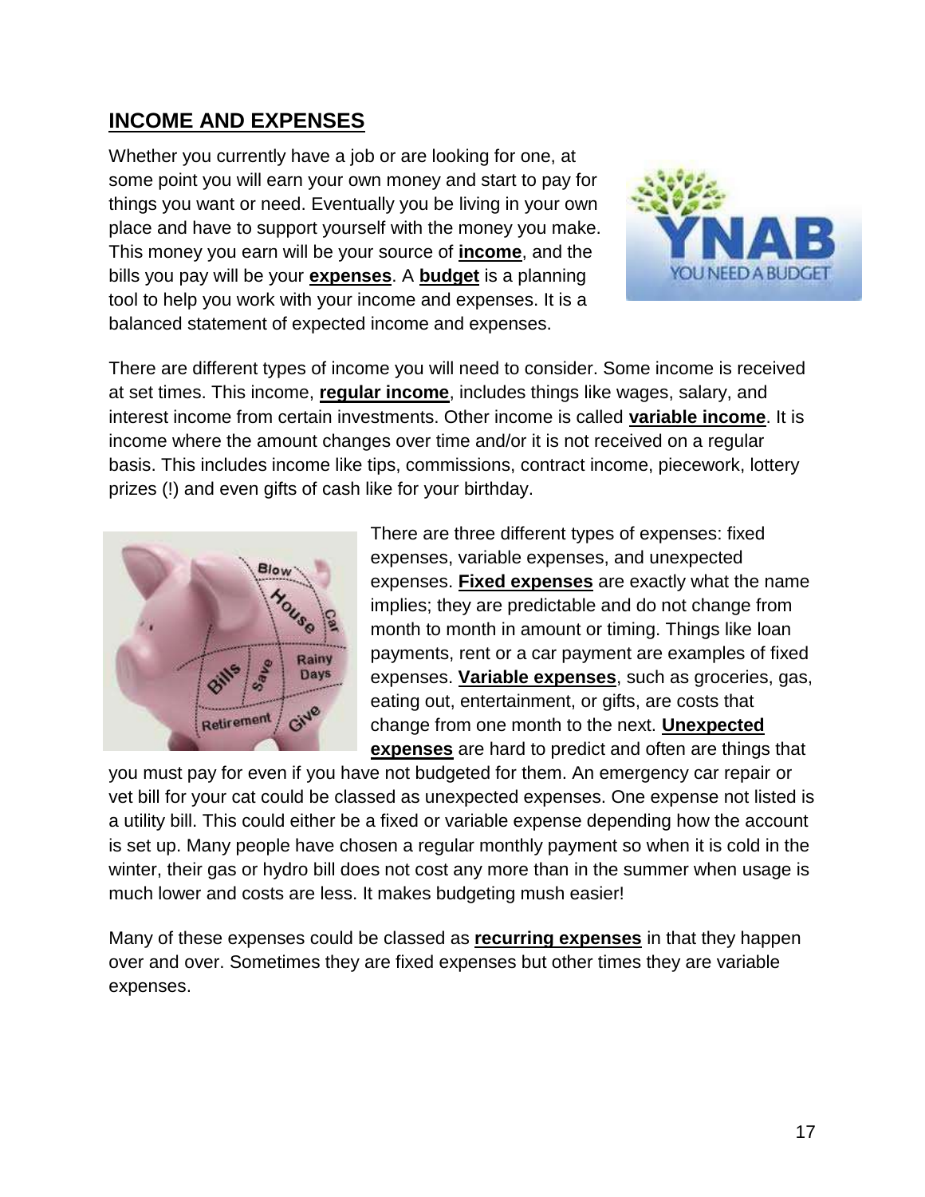## INCOME AND EXPENSES

Whether you currently have a job or are looking for one, at some point you will earn your own money and start to pay for things you want or need. Eventually you be living in your own place and have to support yourself with the money you make. This money you earn will be your source of **income**, and the bills you pay will be your **expenses**. A **budget** is a planning tool to help you work with your income and expenses. It is a balanced statement of expected income and expenses.

There are different types of income you will need to consider. Some income is received at set times. This income, **regular income**, includes things like wages, salary, and interest income from certain investments. Other income is called **variable income**. It is income where the amount changes over time and/or it is not received on a regular basis. This includes income like tips, commissions, contract income, piecework, lottery prizes (!) and even gifts of cash like for your birthday.

There are three different types of expenses: fixed expenses, variable expenses, and unexpected expenses. **Fixed expenses** are exactly what the name implies; they are predictable and do not change from month to month in amount or timing. Things like loan payments, rent or a car payment are examples of fixed expenses. **Variable expenses**, such as groceries, gas, eating out, entertainment, or gifts, are costs that change from one month to the next. **Unexpected expenses** are hard to predict and often are things that you must pay for even if you have not budgeted for them. An emergency car repair or vet bill for your cat could be classed as unexpected expenses. One expense not listed is a utility bill. This could either be a fixed or variable expense depending how the account is set up. Many people have chosen a regular monthly payment so when it is cold in the winter, their gas or hydro bill does not cost any more than in the summer when usage is much lower and costs are less. It makes budgeting mush easier!

Many of these expenses could be classed as **recurring expenses** in that they happen over and over. Sometimes they are fixed expenses but other times they are variable expenses.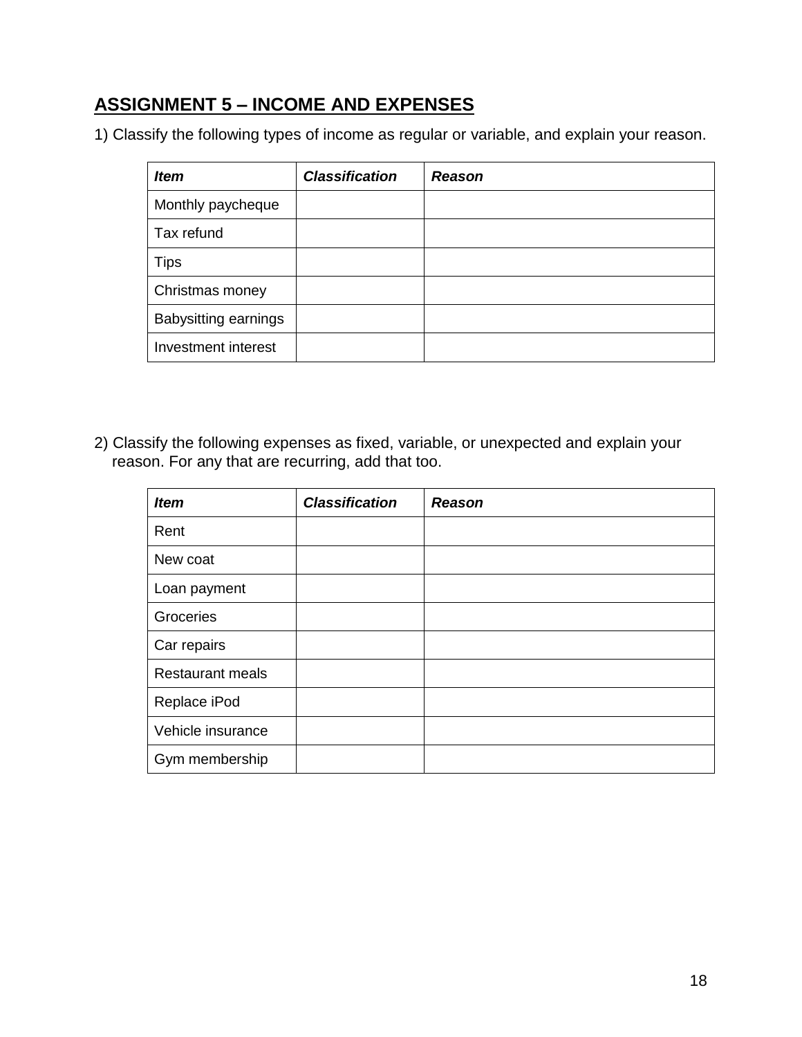## ASSIGNMENT 5 – INCOME AND EXPENSES

1) Classify the following types of income as regular or variable, and explain your reason.

| ***Item*** | ***Classification*** | ***Reason*** |
| --- | --- | --- |
| Monthly paycheque | | |
| Tax refund | | |
| Tips | | |
| Christmas money | | |
| Babysitting earnings | | |
| Investment interest | | |

2) Classify the following expenses as fixed, variable, or unexpected and explain your reason. For any that are recurring, add that too.

| ***Item*** | ***Classification*** | ***Reason*** |
| --- | --- | --- |
| Rent | | |
| New coat | | |
| Loan payment | | |
| Groceries | | |
| Car repairs | | |
| Restaurant meals | | |
| Replace iPod | | |
| Vehicle insurance | | |
| Gym membership | | |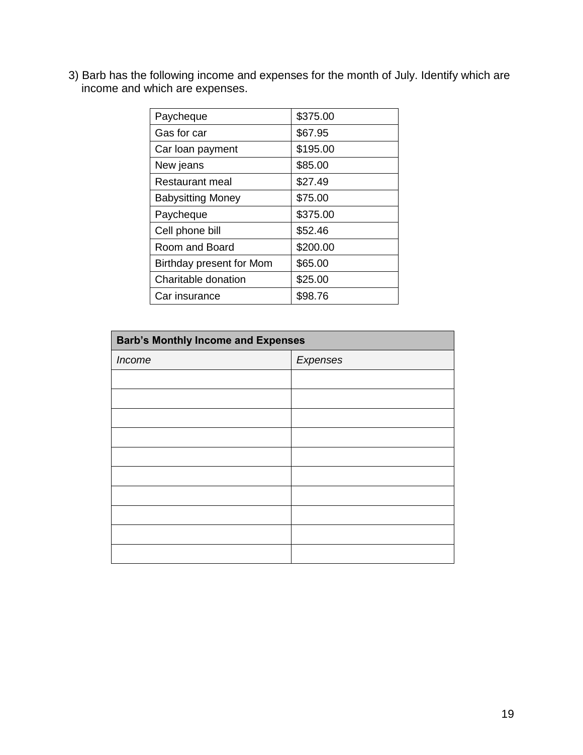3) Barb has the following income and expenses for the month of July. Identify which are income and which are expenses.

| | |
|---|---|
| Paycheque | \$375.00 |
| Gas for car | \$67.95 |
| Car loan payment | \$195.00 |
| New jeans | \$85.00 |
| Restaurant meal | \$27.49 |
| Babysitting Money | \$75.00 |
| Paycheque | \$375.00 |
| Cell phone bill | \$52.46 |
| Room and Board | \$200.00 |
| Birthday present for Mom | \$65.00 |
| Charitable donation | \$25.00 |
| Car insurance | \$98.76 |

| **Barb's Monthly Income and Expenses** | |
|---|---|
| *Income* | *Expenses* |
| | |
| | |
| | |
| | |
| | |
| | |
| | |
| | |
| | |
| | |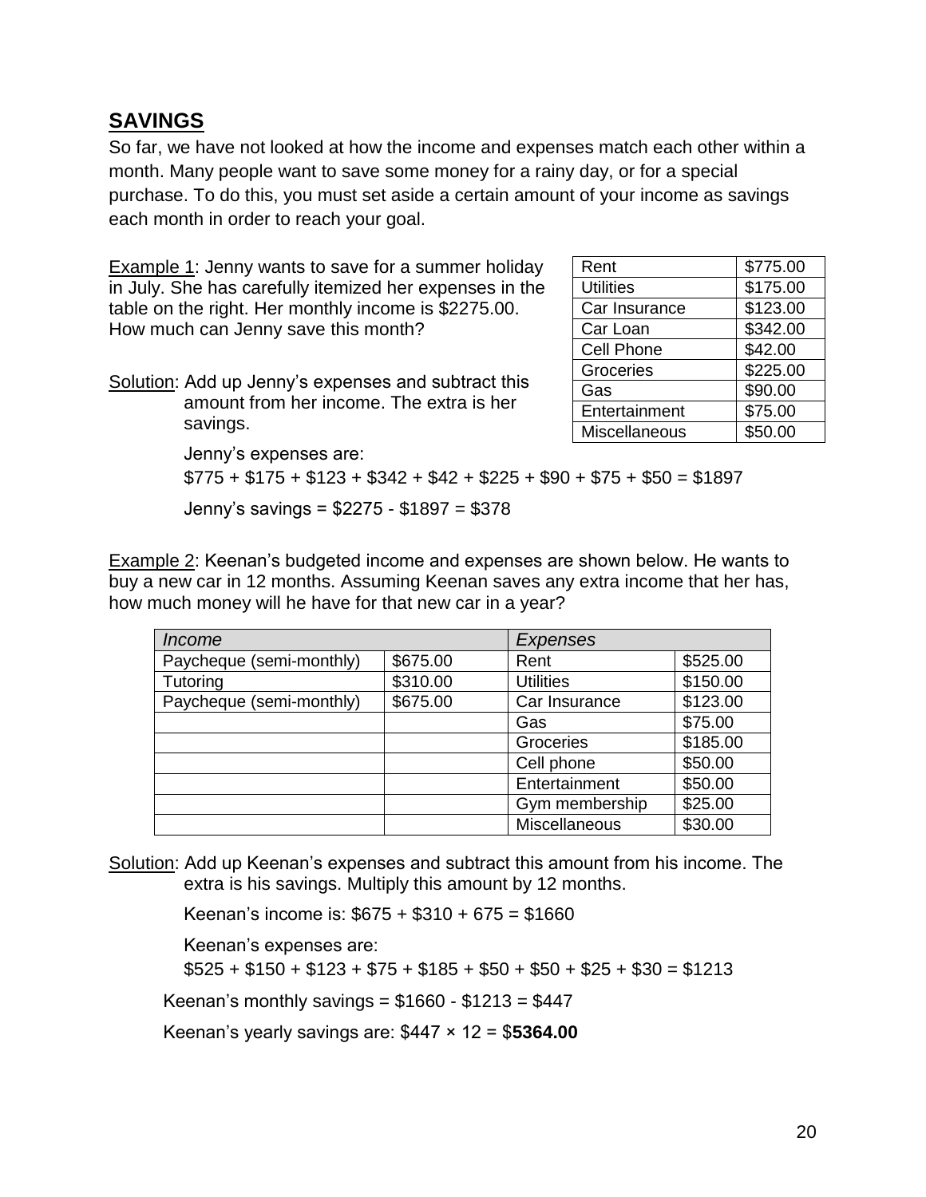## SAVINGS

So far, we have not looked at how the income and expenses match each other within a month. Many people want to save some money for a rainy day, or for a special purchase. To do this, you must set aside a certain amount of your income as savings each month in order to reach your goal.

Example 1: Jenny wants to save for a summer holiday in July. She has carefully itemized her expenses in the table on the right. Her monthly income is $2275.00. How much can Jenny save this month?

| Rent | $775.00 |
|---|---|
| Utilities | $175.00 |
| Car Insurance | $123.00 |
| Car Loan | $342.00 |
| Cell Phone | $42.00 |
| Groceries | $225.00 |
| Gas | $90.00 |
| Entertainment | $75.00 |
| Miscellaneous | $50.00 |

Solution: Add up Jenny's expenses and subtract this amount from her income. The extra is her savings.

Jenny's expenses are:

$775 + $175 + $123 + $342 + $42 + $225 + $90 + $75 + $50 = $1897

Jenny's savings = $2275 - $1897 = $378

Example 2: Keenan's budgeted income and expenses are shown below. He wants to buy a new car in 12 months. Assuming Keenan saves any extra income that her has, how much money will he have for that new car in a year?

| *Income* | | *Expenses* | |
|---|---|---|---|
| Paycheque (semi-monthly) | $675.00 | Rent | $525.00 |
| Tutoring | $310.00 | Utilities | $150.00 |
| Paycheque (semi-monthly) | $675.00 | Car Insurance | $123.00 |
| | | Gas | $75.00 |
| | | Groceries | $185.00 |
| | | Cell phone | $50.00 |
| | | Entertainment | $50.00 |
| | | Gym membership | $25.00 |
| | | Miscellaneous | $30.00 |

Solution: Add up Keenan's expenses and subtract this amount from his income. The extra is his savings. Multiply this amount by 12 months.

Keenan's income is: $675 + $310 + 675 = $1660

Keenan's expenses are:

$525 + $150 + $123 + $75 + $185 + $50 + $50 + $25 + $30 = $1213

Keenan's monthly savings = $1660 - $1213 = $447

Keenan's yearly savings are: $447 × 12 = $**5364.00**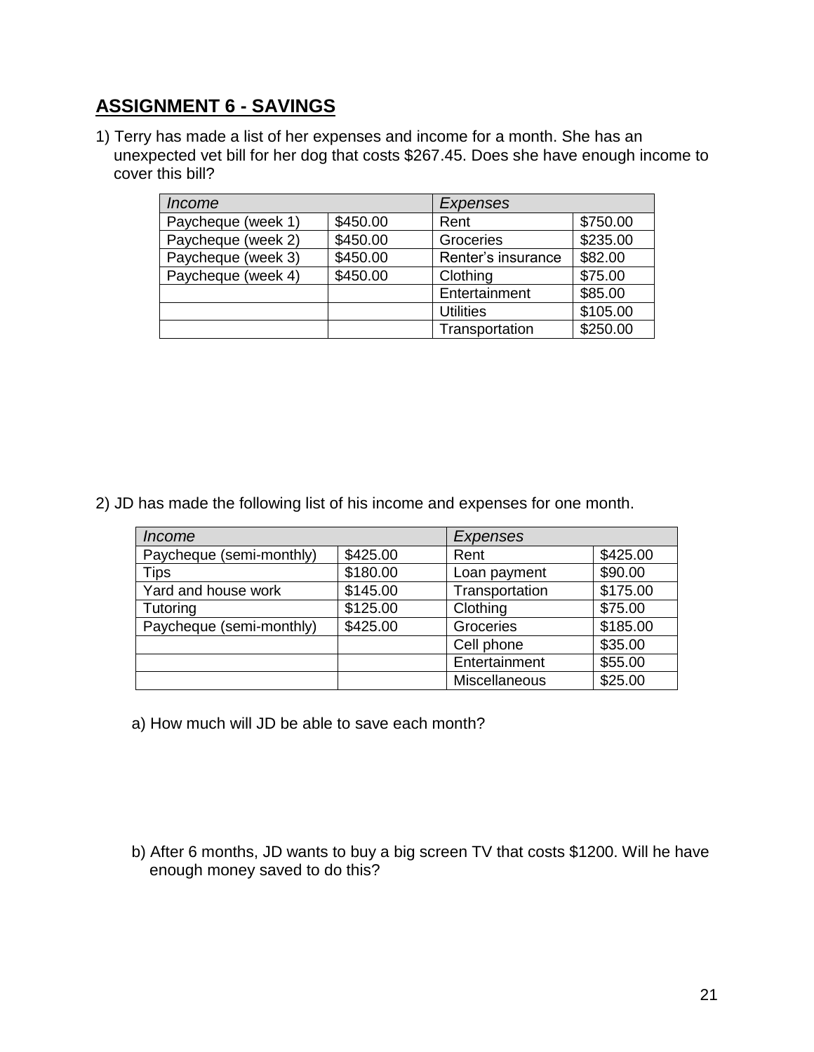## ASSIGNMENT 6 - SAVINGS

1) Terry has made a list of her expenses and income for a month. She has an unexpected vet bill for her dog that costs $267.45. Does she have enough income to cover this bill?

| *Income* | | *Expenses* | |
|---|---|---|---|
| Paycheque (week 1) | $450.00 | Rent | $750.00 |
| Paycheque (week 2) | $450.00 | Groceries | $235.00 |
| Paycheque (week 3) | $450.00 | Renter's insurance | $82.00 |
| Paycheque (week 4) | $450.00 | Clothing | $75.00 |
| | | Entertainment | $85.00 |
| | | Utilities | $105.00 |
| | | Transportation | $250.00 |

2) JD has made the following list of his income and expenses for one month.

| *Income* | | *Expenses* | |
|---|---|---|---|
| Paycheque (semi-monthly) | $425.00 | Rent | $425.00 |
| Tips | $180.00 | Loan payment | $90.00 |
| Yard and house work | $145.00 | Transportation | $175.00 |
| Tutoring | $125.00 | Clothing | $75.00 |
| Paycheque (semi-monthly) | $425.00 | Groceries | $185.00 |
| | | Cell phone | $35.00 |
| | | Entertainment | $55.00 |
| | | Miscellaneous | $25.00 |

a) How much will JD be able to save each month?

b) After 6 months, JD wants to buy a big screen TV that costs $1200. Will he have enough money saved to do this?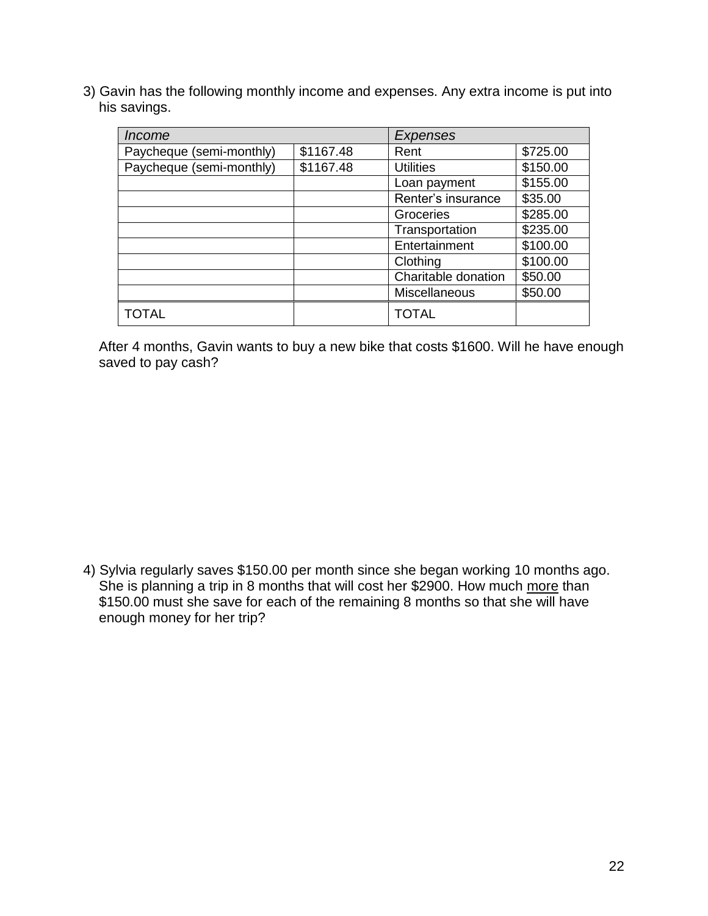3) Gavin has the following monthly income and expenses. Any extra income is put into his savings.

| *Income* | | *Expenses* | |
|---|---|---|---|
| Paycheque (semi-monthly) | $1167.48 | Rent | $725.00 |
| Paycheque (semi-monthly) | $1167.48 | Utilities | $150.00 |
| | | Loan payment | $155.00 |
| | | Renter's insurance | $35.00 |
| | | Groceries | $285.00 |
| | | Transportation | $235.00 |
| | | Entertainment | $100.00 |
| | | Clothing | $100.00 |
| | | Charitable donation | $50.00 |
| | | Miscellaneous | $50.00 |
| TOTAL | | TOTAL | |

After 4 months, Gavin wants to buy a new bike that costs $1600. Will he have enough saved to pay cash?

4) Sylvia regularly saves $150.00 per month since she began working 10 months ago. She is planning a trip in 8 months that will cost her $2900. How much <u>more</u> than $150.00 must she save for each of the remaining 8 months so that she will have enough money for her trip?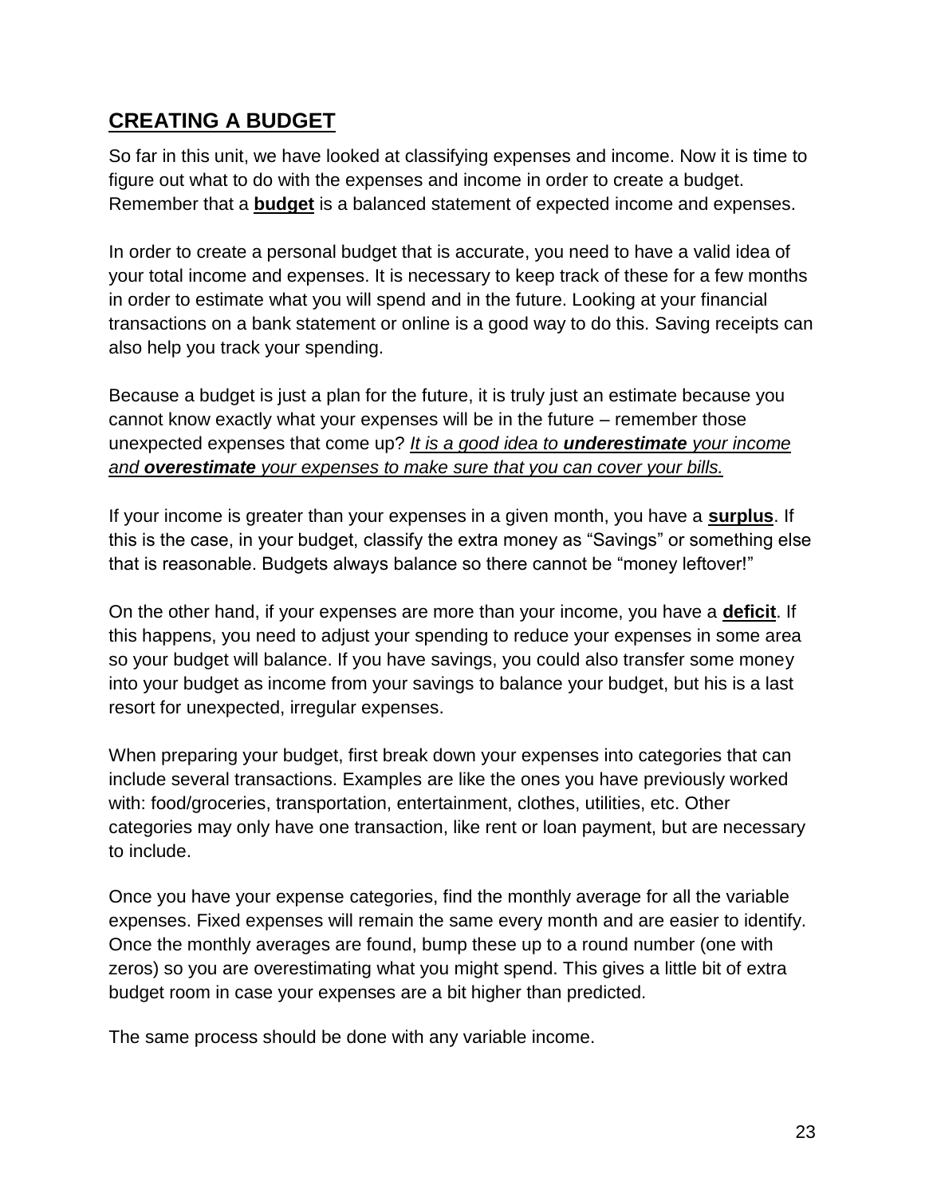## CREATING A BUDGET

So far in this unit, we have looked at classifying expenses and income. Now it is time to figure out what to do with the expenses and income in order to create a budget. Remember that a **budget** is a balanced statement of expected income and expenses.

In order to create a personal budget that is accurate, you need to have a valid idea of your total income and expenses. It is necessary to keep track of these for a few months in order to estimate what you will spend and in the future. Looking at your financial transactions on a bank statement or online is a good way to do this. Saving receipts can also help you track your spending.

Because a budget is just a plan for the future, it is truly just an estimate because you cannot know exactly what your expenses will be in the future – remember those unexpected expenses that come up? *It is a good idea to **underestimate** your income and **overestimate** your expenses to make sure that you can cover your bills.*

If your income is greater than your expenses in a given month, you have a **surplus**. If this is the case, in your budget, classify the extra money as "Savings" or something else that is reasonable. Budgets always balance so there cannot be "money leftover!"

On the other hand, if your expenses are more than your income, you have a **deficit**. If this happens, you need to adjust your spending to reduce your expenses in some area so your budget will balance. If you have savings, you could also transfer some money into your budget as income from your savings to balance your budget, but his is a last resort for unexpected, irregular expenses.

When preparing your budget, first break down your expenses into categories that can include several transactions. Examples are like the ones you have previously worked with: food/groceries, transportation, entertainment, clothes, utilities, etc. Other categories may only have one transaction, like rent or loan payment, but are necessary to include.

Once you have your expense categories, find the monthly average for all the variable expenses. Fixed expenses will remain the same every month and are easier to identify. Once the monthly averages are found, bump these up to a round number (one with zeros) so you are overestimating what you might spend. This gives a little bit of extra budget room in case your expenses are a bit higher than predicted.

The same process should be done with any variable income.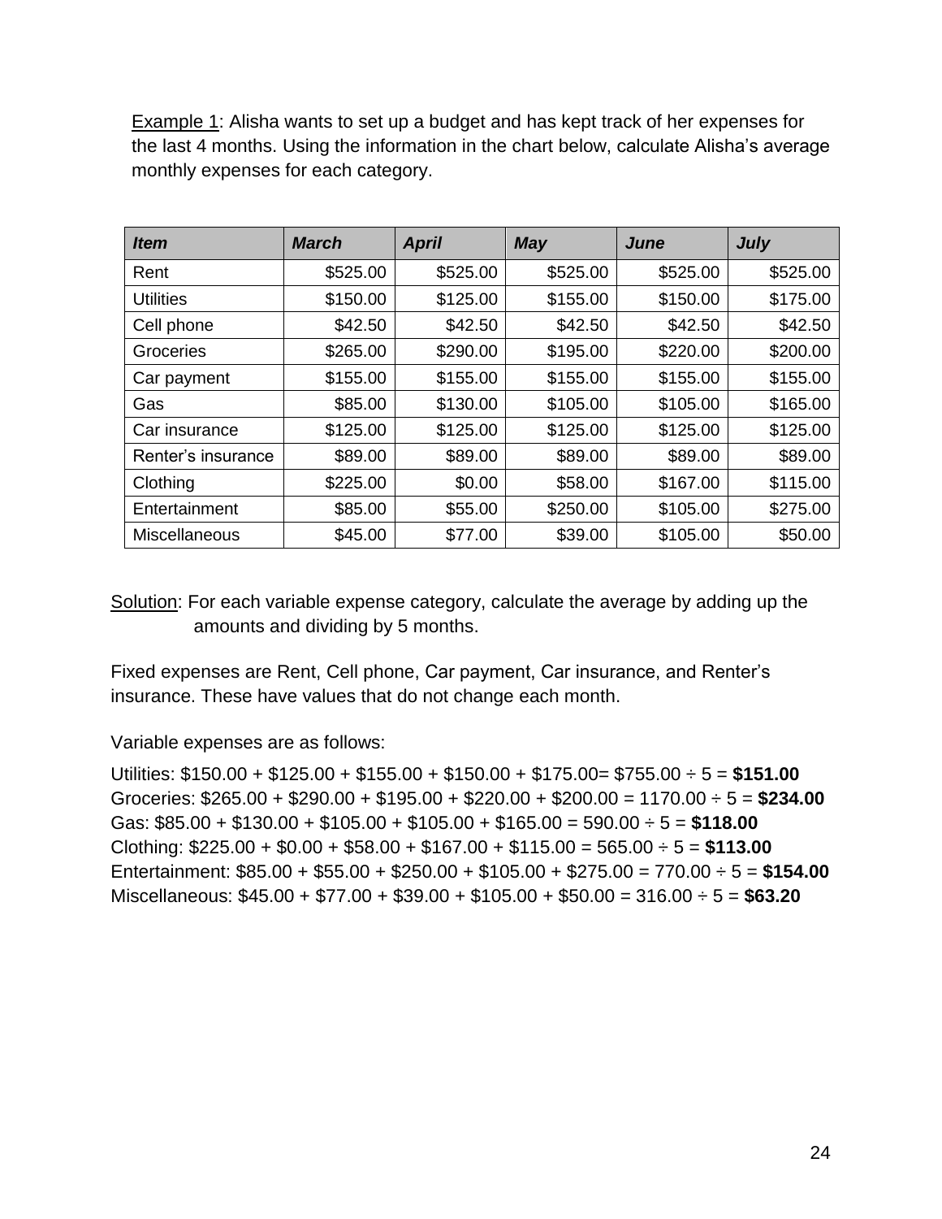Example 1: Alisha wants to set up a budget and has kept track of her expenses for the last 4 months. Using the information in the chart below, calculate Alisha's average monthly expenses for each category.

| ***Item*** | ***March*** | ***April*** | ***May*** | ***June*** | ***July*** |
|---|---|---|---|---|---|
| Rent | $525.00 | $525.00 | $525.00 | $525.00 | $525.00 |
| Utilities | $150.00 | $125.00 | $155.00 | $150.00 | $175.00 |
| Cell phone | $42.50 | $42.50 | $42.50 | $42.50 | $42.50 |
| Groceries | $265.00 | $290.00 | $195.00 | $220.00 | $200.00 |
| Car payment | $155.00 | $155.00 | $155.00 | $155.00 | $155.00 |
| Gas | $85.00 | $130.00 | $105.00 | $105.00 | $165.00 |
| Car insurance | $125.00 | $125.00 | $125.00 | $125.00 | $125.00 |
| Renter's insurance | $89.00 | $89.00 | $89.00 | $89.00 | $89.00 |
| Clothing | $225.00 | $0.00 | $58.00 | $167.00 | $115.00 |
| Entertainment | $85.00 | $55.00 | $250.00 | $105.00 | $275.00 |
| Miscellaneous | $45.00 | $77.00 | $39.00 | $105.00 | $50.00 |

Solution: For each variable expense category, calculate the average by adding up the amounts and dividing by 5 months.

Fixed expenses are Rent, Cell phone, Car payment, Car insurance, and Renter's insurance. These have values that do not change each month.

Variable expenses are as follows:

Utilities: $150.00 + $125.00 + $155.00 + $150.00 + $175.00= $755.00 ÷ 5 = **$151.00**
Groceries: $265.00 + $290.00 + $195.00 + $220.00 + $200.00 = 1170.00 ÷ 5 = **$234.00**
Gas: $85.00 + $130.00 + $105.00 + $105.00 + $165.00 = 590.00 ÷ 5 = **$118.00**
Clothing: $225.00 + $0.00 + $58.00 + $167.00 + $115.00 = 565.00 ÷ 5 = **$113.00**
Entertainment: $85.00 + $55.00 + $250.00 + $105.00 + $275.00 = 770.00 ÷ 5 = **$154.00**
Miscellaneous: $45.00 + $77.00 + $39.00 + $105.00 + $50.00 = 316.00 ÷ 5 = **$63.20**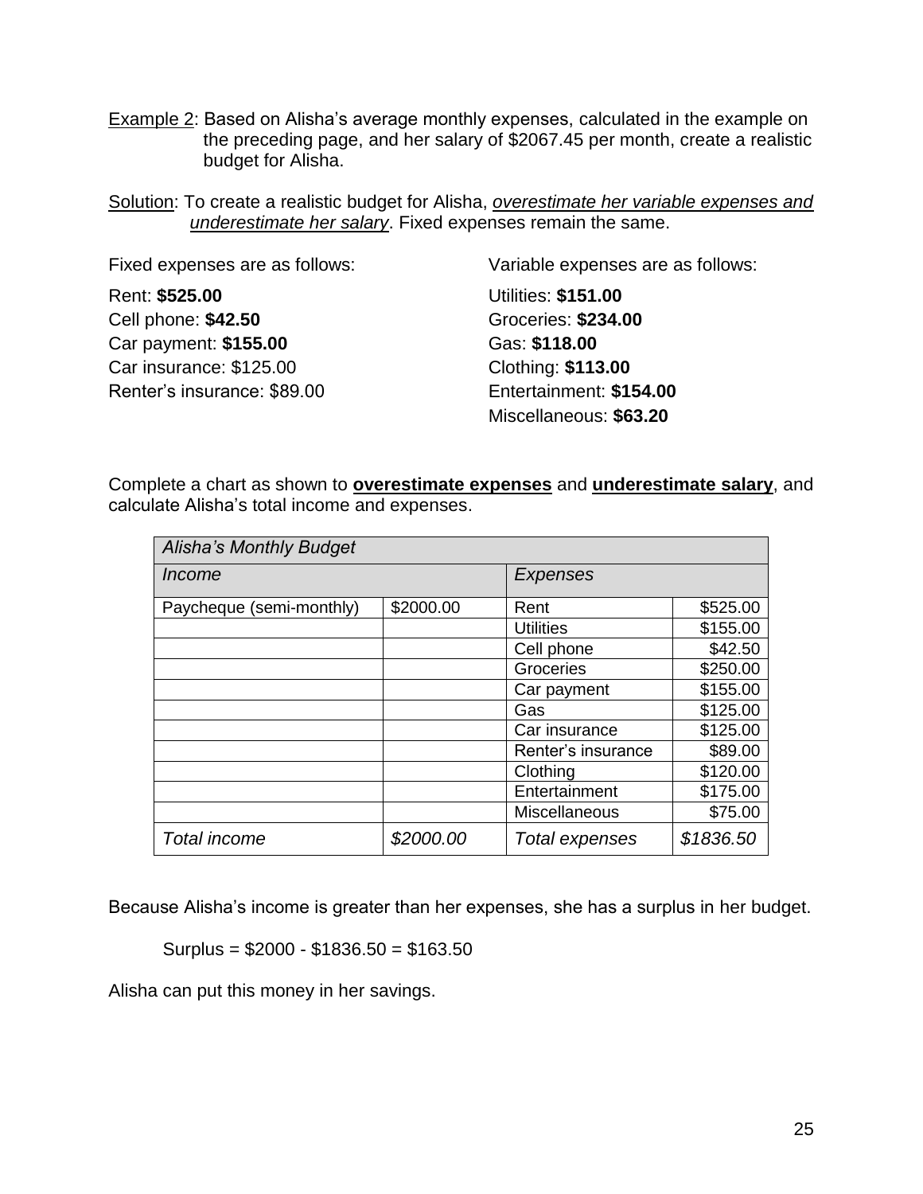<u>Example 2</u>: Based on Alisha's average monthly expenses, calculated in the example on the preceding page, and her salary of $2067.45 per month, create a realistic budget for Alisha.

<u>Solution</u>: To create a realistic budget for Alisha, <u>*overestimate her variable expenses and underestimate her salary*</u>. Fixed expenses remain the same.

Fixed expenses are as follows:

Rent: **$525.00**
Cell phone: **$42.50**
Car payment: **$155.00**
Car insurance: $125.00
Renter's insurance: $89.00

Variable expenses are as follows:

Utilities: **$151.00**
Groceries: **$234.00**
Gas: **$118.00**
Clothing: **$113.00**
Entertainment: **$154.00**
Miscellaneous: **$63.20**

Complete a chart as shown to <u>**overestimate expenses**</u> and <u>**underestimate salary**</u>, and calculate Alisha's total income and expenses.

| *Alisha's Monthly Budget* | | | |
|---|---|---|---|
| *Income* | | *Expenses* | |
| Paycheque (semi-monthly) | $2000.00 | Rent | $525.00 |
| | | Utilities | $155.00 |
| | | Cell phone | $42.50 |
| | | Groceries | $250.00 |
| | | Car payment | $155.00 |
| | | Gas | $125.00 |
| | | Car insurance | $125.00 |
| | | Renter's insurance | $89.00 |
| | | Clothing | $120.00 |
| | | Entertainment | $175.00 |
| | | Miscellaneous | $75.00 |
| *Total income* | *$2000.00* | *Total expenses* | *$1836.50* |

Because Alisha's income is greater than her expenses, she has a surplus in her budget.

Surplus = $2000 - $1836.50 = $163.50

Alisha can put this money in her savings.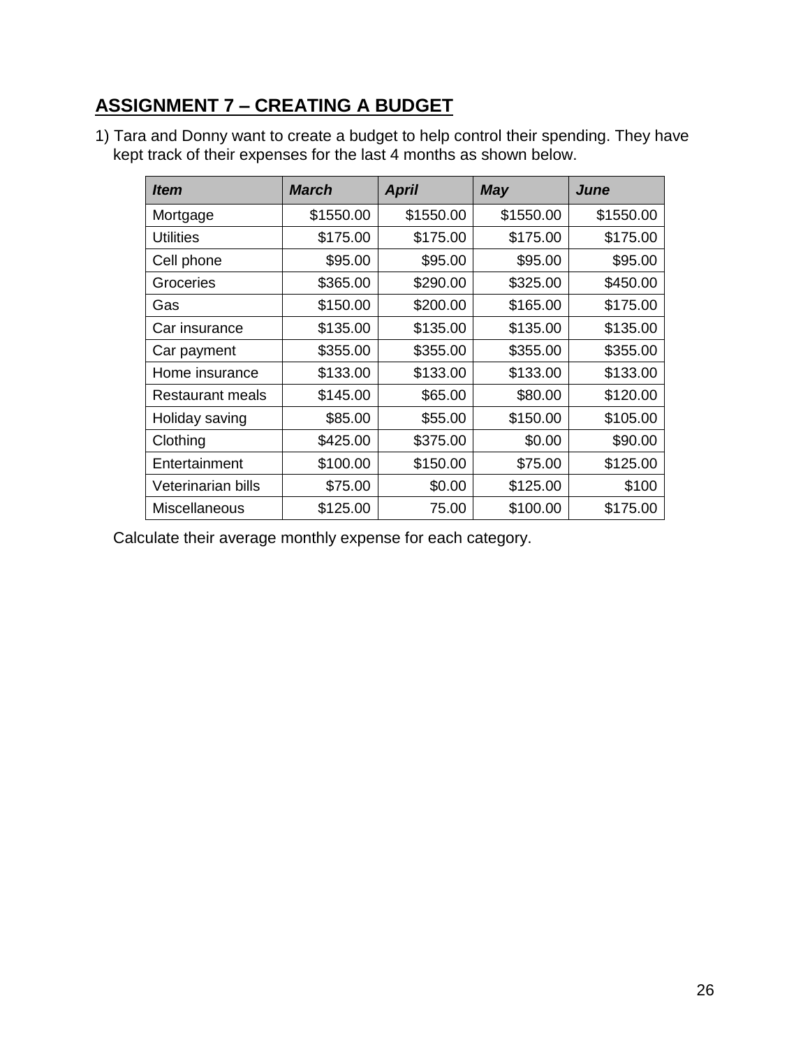## ASSIGNMENT 7 – CREATING A BUDGET

1) Tara and Donny want to create a budget to help control their spending. They have kept track of their expenses for the last 4 months as shown below.

| ***Item*** | ***March*** | ***April*** | ***May*** | ***June*** |
|---|---:|---:|---:|---:|
| Mortgage | $1550.00 | $1550.00 | $1550.00 | $1550.00 |
| Utilities | $175.00 | $175.00 | $175.00 | $175.00 |
| Cell phone | $95.00 | $95.00 | $95.00 | $95.00 |
| Groceries | $365.00 | $290.00 | $325.00 | $450.00 |
| Gas | $150.00 | $200.00 | $165.00 | $175.00 |
| Car insurance | $135.00 | $135.00 | $135.00 | $135.00 |
| Car payment | $355.00 | $355.00 | $355.00 | $355.00 |
| Home insurance | $133.00 | $133.00 | $133.00 | $133.00 |
| Restaurant meals | $145.00 | $65.00 | $80.00 | $120.00 |
| Holiday saving | $85.00 | $55.00 | $150.00 | $105.00 |
| Clothing | $425.00 | $375.00 | $0.00 | $90.00 |
| Entertainment | $100.00 | $150.00 | $75.00 | $125.00 |
| Veterinarian bills | $75.00 | $0.00 | $125.00 | $100 |
| Miscellaneous | $125.00 | 75.00 | $100.00 | $175.00 |

Calculate their average monthly expense for each category.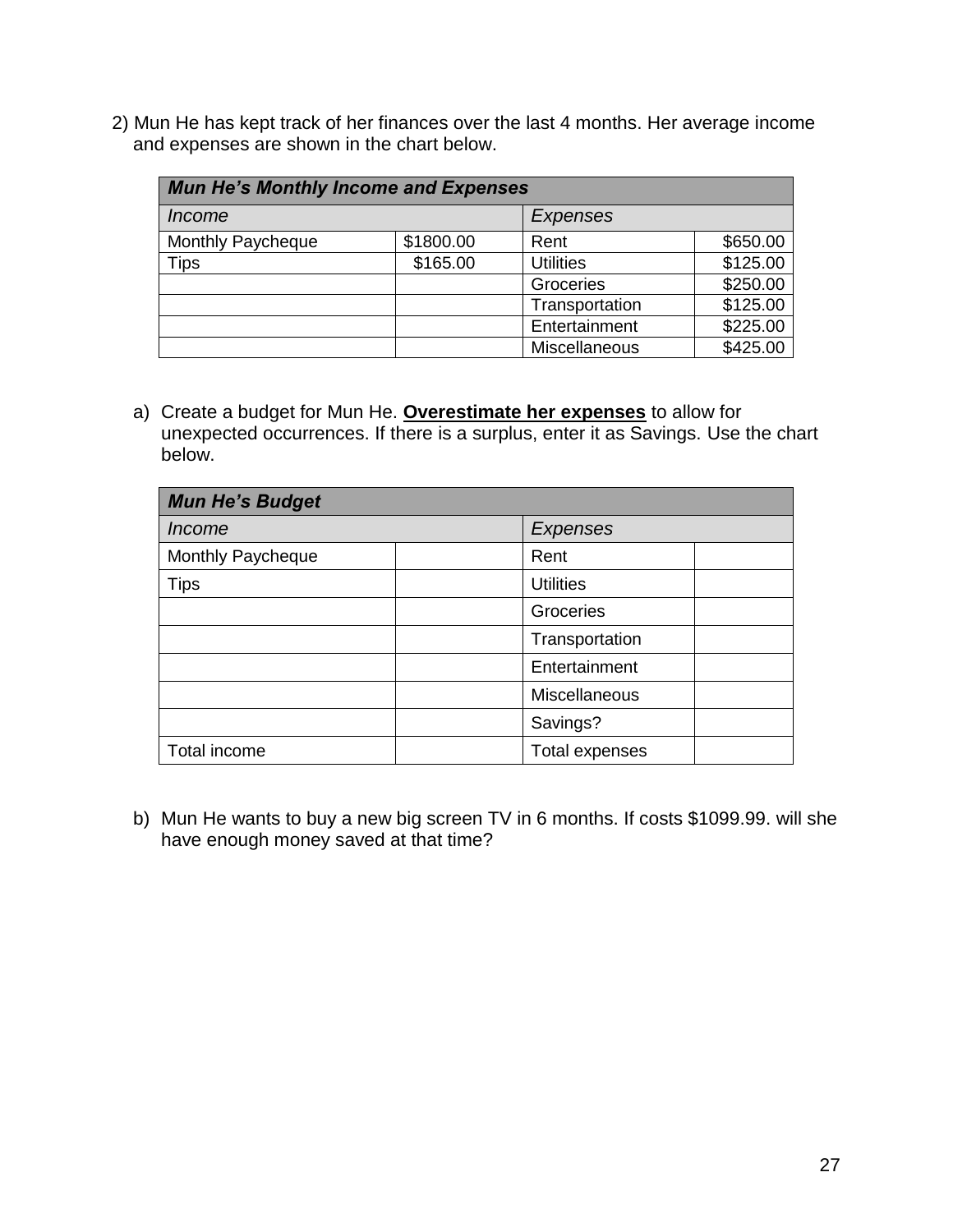2) Mun He has kept track of her finances over the last 4 months. Her average income and expenses are shown in the chart below.

| ***Mun He's Monthly Income and Expenses*** | | | |
|---|---|---|---|
| *Income* | | *Expenses* | |
| Monthly Paycheque | $1800.00 | Rent | $650.00 |
| Tips | $165.00 | Utilities | $125.00 |
| | | Groceries | $250.00 |
| | | Transportation | $125.00 |
| | | Entertainment | $225.00 |
| | | Miscellaneous | $425.00 |

a) Create a budget for Mun He. **Overestimate her expenses** to allow for unexpected occurrences. If there is a surplus, enter it as Savings. Use the chart below.

| ***Mun He's Budget*** | | | |
|---|---|---|---|
| *Income* | | *Expenses* | |
| Monthly Paycheque | | Rent | |
| Tips | | Utilities | |
| | | Groceries | |
| | | Transportation | |
| | | Entertainment | |
| | | Miscellaneous | |
| | | Savings? | |
| Total income | | Total expenses | |

b) Mun He wants to buy a new big screen TV in 6 months. If costs $1099.99. will she have enough money saved at that time?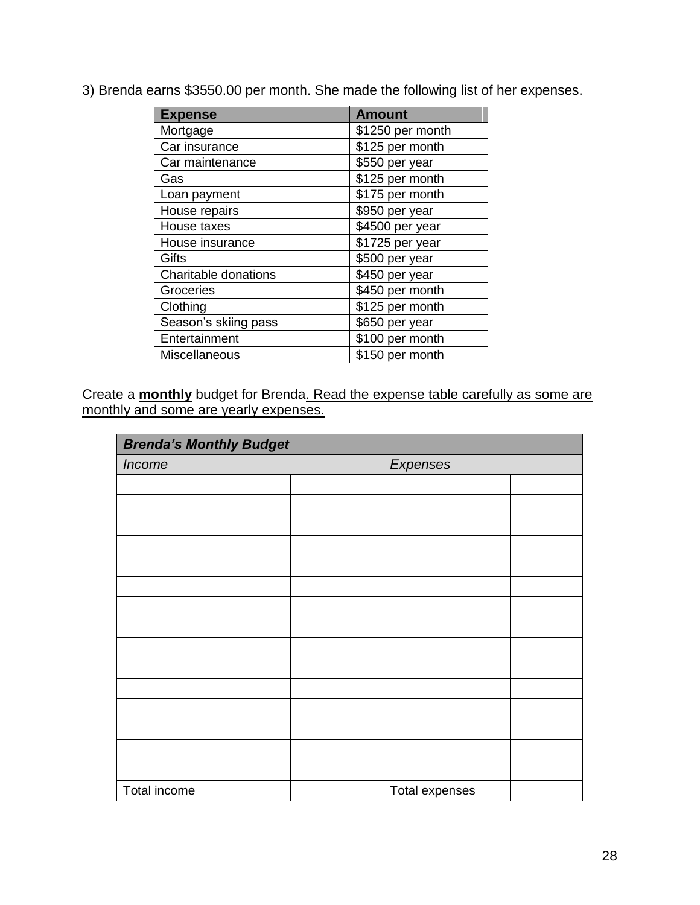3) Brenda earns $3550.00 per month. She made the following list of her expenses.

| Expense | Amount |
|---|---|
| Mortgage | $1250 per month |
| Car insurance | $125 per month |
| Car maintenance | $550 per year |
| Gas | $125 per month |
| Loan payment | $175 per month |
| House repairs | $950 per year |
| House taxes | $4500 per year |
| House insurance | $1725 per year |
| Gifts | $500 per year |
| Charitable donations | $450 per year |
| Groceries | $450 per month |
| Clothing | $125 per month |
| Season's skiing pass | $650 per year |
| Entertainment | $100 per month |
| Miscellaneous | $150 per month |

Create a **monthly** budget for Brenda. Read the expense table carefully as some are monthly and some are yearly expenses.

| ***Brenda's Monthly Budget*** | | | |
|---|---|---|---|
| *Income* | | *Expenses* | |
| | | | |
| | | | |
| | | | |
| | | | |
| | | | |
| | | | |
| | | | |
| | | | |
| | | | |
| | | | |
| | | | |
| | | | |
| | | | |
| | | | |
| | | | |
| Total income | | Total expenses | |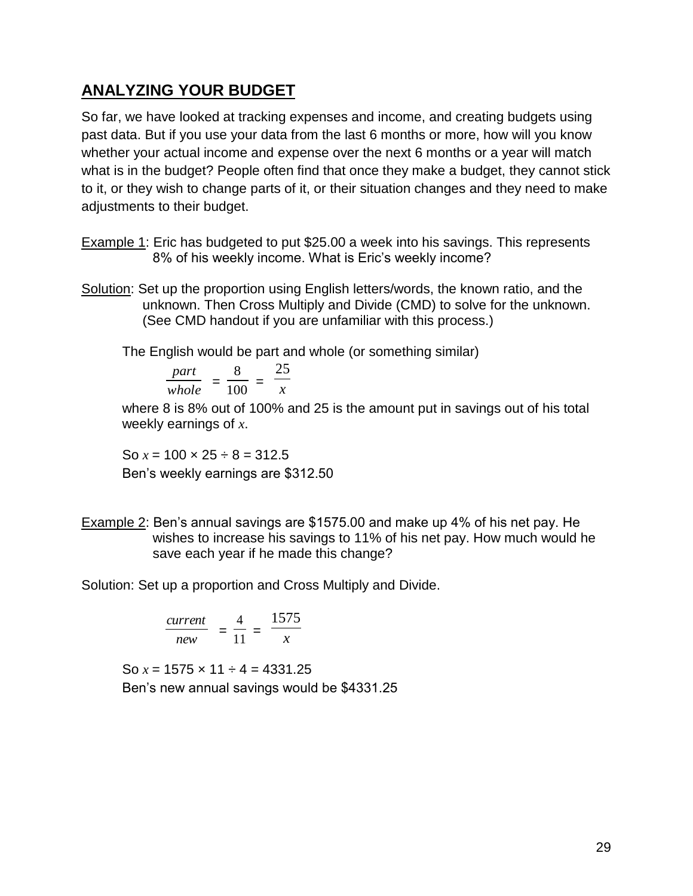## ANALYZING YOUR BUDGET

So far, we have looked at tracking expenses and income, and creating budgets using past data. But if you use your data from the last 6 months or more, how will you know whether your actual income and expense over the next 6 months or a year will match what is in the budget? People often find that once they make a budget, they cannot stick to it, or they wish to change parts of it, or their situation changes and they need to make adjustments to their budget.

Example 1: Eric has budgeted to put $25.00 a week into his savings. This represents 8% of his weekly income. What is Eric's weekly income?

Solution: Set up the proportion using English letters/words, the known ratio, and the unknown. Then Cross Multiply and Divide (CMD) to solve for the unknown. (See CMD handout if you are unfamiliar with this process.)

The English would be part and whole (or something similar)

$$\frac{part}{whole} = \frac{8}{100} = \frac{25}{x}$$

where 8 is 8% out of 100% and 25 is the amount put in savings out of his total weekly earnings of $x$.

So $x = 100 \times 25 \div 8 = 312.5$

Ben's weekly earnings are $312.50

Example 2: Ben's annual savings are $1575.00 and make up 4% of his net pay. He wishes to increase his savings to 11% of his net pay. How much would he save each year if he made this change?

Solution: Set up a proportion and Cross Multiply and Divide.

$$\frac{current}{new} = \frac{4}{11} = \frac{1575}{x}$$

So $x = 1575 \times 11 \div 4 = 4331.25$

Ben's new annual savings would be $4331.25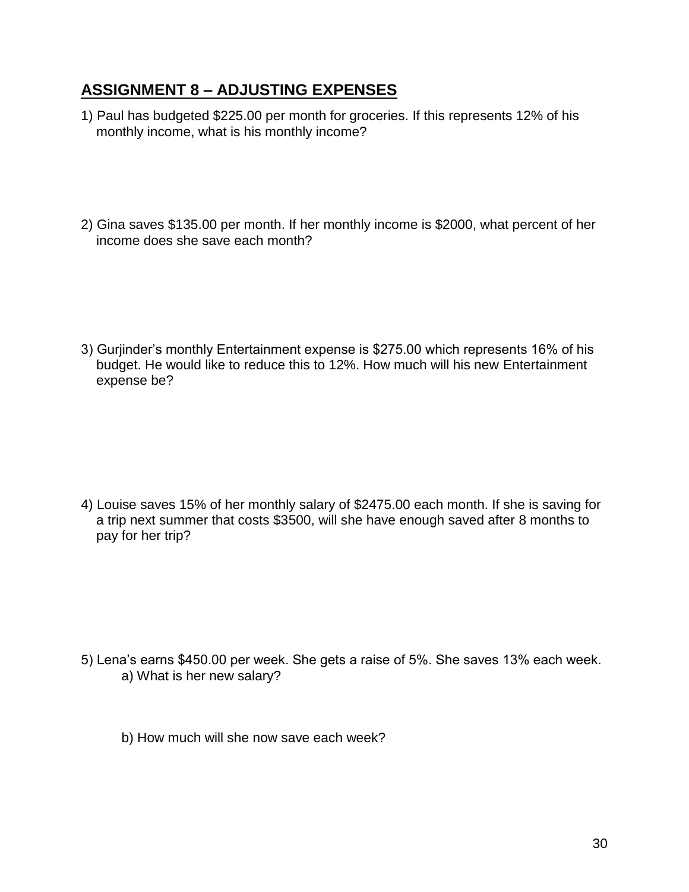## ASSIGNMENT 8 – ADJUSTING EXPENSES

1) Paul has budgeted $225.00 per month for groceries. If this represents 12% of his monthly income, what is his monthly income?

2) Gina saves $135.00 per month. If her monthly income is $2000, what percent of her income does she save each month?

3) Gurjinder's monthly Entertainment expense is $275.00 which represents 16% of his budget. He would like to reduce this to 12%. How much will his new Entertainment expense be?

4) Louise saves 15% of her monthly salary of $2475.00 each month. If she is saving for a trip next summer that costs $3500, will she have enough saved after 8 months to pay for her trip?

5) Lena's earns $450.00 per week. She gets a raise of 5%. She saves 13% each week.

   a) What is her new salary?

   b) How much will she now save each week?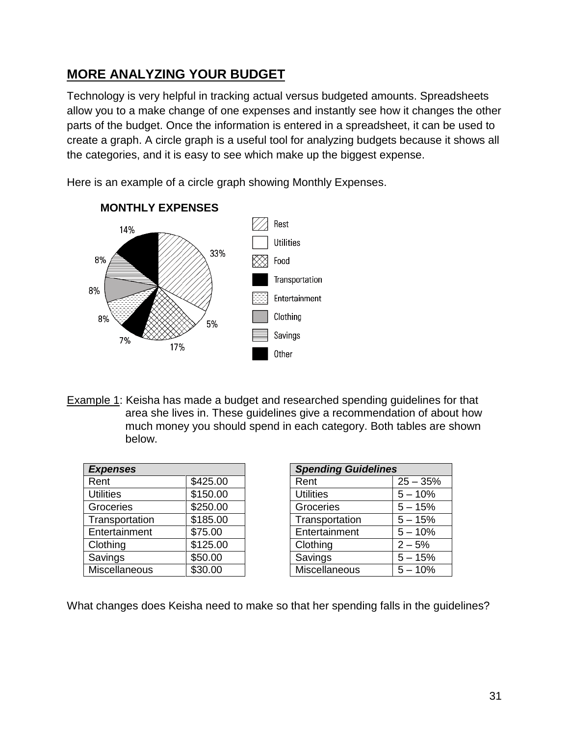## MORE ANALYZING YOUR BUDGET

Technology is very helpful in tracking actual versus budgeted amounts. Spreadsheets allow you to a make change of one expenses and instantly see how it changes the other parts of the budget. Once the information is entered in a spreadsheet, it can be used to create a graph. A circle graph is a useful tool for analyzing budgets because it shows all the categories, and it is easy to see which make up the biggest expense.

Here is an example of a circle graph showing Monthly Expenses.

**MONTHLY EXPENSES**

| Category | Percent |
|---|---|
| Rest | 33% |
| Utilities | 5% |
| Food | 17% |
| Transportation | 7% |
| Entertainment | 8% |
| Clothing | 8% |
| Savings | 8% |
| Other | 14% |

Example 1: Keisha has made a budget and researched spending guidelines for that area she lives in. These guidelines give a recommendation of about how much money you should spend in each category. Both tables are shown below.

| ***Expenses*** | |
|---|---|
| Rent | \$425.00 |
| Utilities | \$150.00 |
| Groceries | \$250.00 |
| Transportation | \$185.00 |
| Entertainment | \$75.00 |
| Clothing | \$125.00 |
| Savings | \$50.00 |
| Miscellaneous | \$30.00 |

| ***Spending Guidelines*** | |
|---|---|
| Rent | 25 – 35% |
| Utilities | 5 – 10% |
| Groceries | 5 – 15% |
| Transportation | 5 – 15% |
| Entertainment | 5 – 10% |
| Clothing | 2 – 5% |
| Savings | 5 – 15% |
| Miscellaneous | 5 – 10% |

What changes does Keisha need to make so that her spending falls in the guidelines?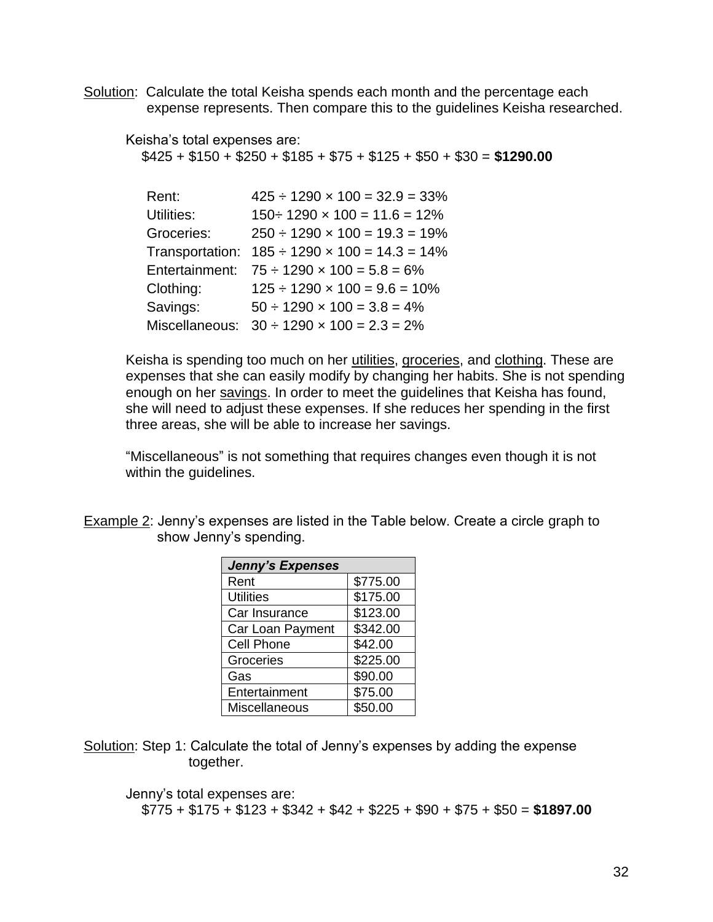Solution: Calculate the total Keisha spends each month and the percentage each expense represents. Then compare this to the guidelines Keisha researched.

Keisha's total expenses are:
$425 + $150 + $250 + $185 + $75 + $125 + $50 + $30 = **$1290.00**

| | |
|---|---|
| Rent: | $425 \div 1290 \times 100 = 32.9 = 33\%$ |
| Utilities: | $150 \div 1290 \times 100 = 11.6 = 12\%$ |
| Groceries: | $250 \div 1290 \times 100 = 19.3 = 19\%$ |
| Transportation: | $185 \div 1290 \times 100 = 14.3 = 14\%$ |
| Entertainment: | $75 \div 1290 \times 100 = 5.8 = 6\%$ |
| Clothing: | $125 \div 1290 \times 100 = 9.6 = 10\%$ |
| Savings: | $50 \div 1290 \times 100 = 3.8 = 4\%$ |
| Miscellaneous: | $30 \div 1290 \times 100 = 2.3 = 2\%$ |

Keisha is spending too much on her utilities, groceries, and clothing. These are expenses that she can easily modify by changing her habits. She is not spending enough on her savings. In order to meet the guidelines that Keisha has found, she will need to adjust these expenses. If she reduces her spending in the first three areas, she will be able to increase her savings.

"Miscellaneous" is not something that requires changes even though it is not within the guidelines.

Example 2: Jenny's expenses are listed in the Table below. Create a circle graph to show Jenny's spending.

| ***Jenny's Expenses*** | |
|---|---|
| Rent | $775.00 |
| Utilities | $175.00 |
| Car Insurance | $123.00 |
| Car Loan Payment | $342.00 |
| Cell Phone | $42.00 |
| Groceries | $225.00 |
| Gas | $90.00 |
| Entertainment | $75.00 |
| Miscellaneous | $50.00 |

Solution: Step 1: Calculate the total of Jenny's expenses by adding the expense together.

Jenny's total expenses are:
$775 + $175 + $123 + $342 + $42 + $225 + $90 + $75 + $50 = **$1897.00**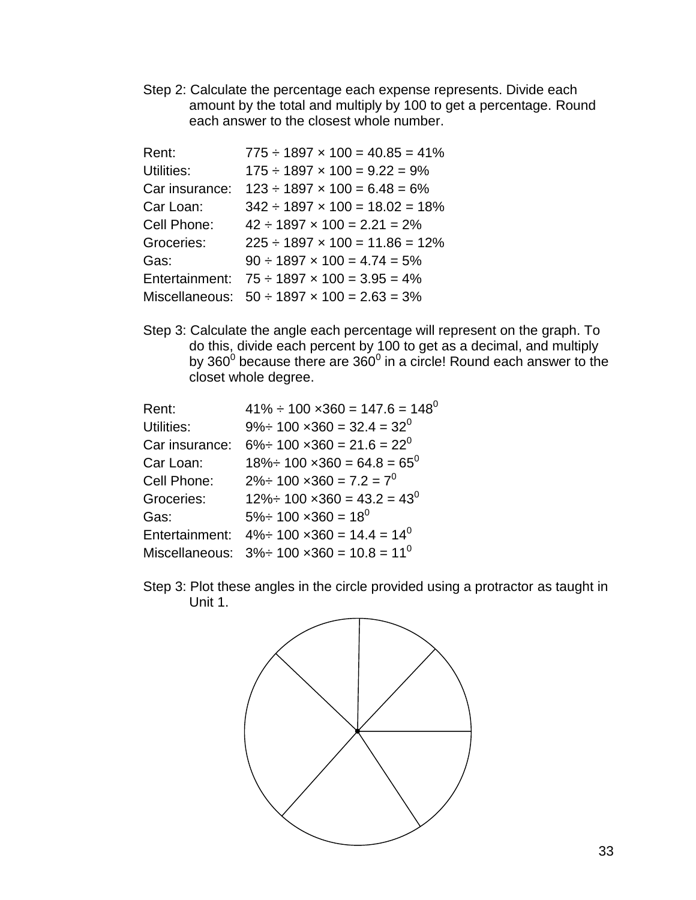Step 2: Calculate the percentage each expense represents. Divide each amount by the total and multiply by 100 to get a percentage. Round each answer to the closest whole number.

| | |
|---|---|
| Rent: | $775 \div 1897 \times 100 = 40.85 = 41\%$ |
| Utilities: | $175 \div 1897 \times 100 = 9.22 = 9\%$ |
| Car insurance: | $123 \div 1897 \times 100 = 6.48 = 6\%$ |
| Car Loan: | $342 \div 1897 \times 100 = 18.02 = 18\%$ |
| Cell Phone: | $42 \div 1897 \times 100 = 2.21 = 2\%$ |
| Groceries: | $225 \div 1897 \times 100 = 11.86 = 12\%$ |
| Gas: | $90 \div 1897 \times 100 = 4.74 = 5\%$ |
| Entertainment: | $75 \div 1897 \times 100 = 3.95 = 4\%$ |
| Miscellaneous: | $50 \div 1897 \times 100 = 2.63 = 3\%$ |

Step 3: Calculate the angle each percentage will represent on the graph. To do this, divide each percent by 100 to get as a decimal, and multiply by $360^0$ because there are $360^0$ in a circle! Round each answer to the closet whole degree.

| | |
|---|---|
| Rent: | $41\% \div 100 \times 360 = 147.6 = 148^0$ |
| Utilities: | $9\% \div 100 \times 360 = 32.4 = 32^0$ |
| Car insurance: | $6\% \div 100 \times 360 = 21.6 = 22^0$ |
| Car Loan: | $18\% \div 100 \times 360 = 64.8 = 65^0$ |
| Cell Phone: | $2\% \div 100 \times 360 = 7.2 = 7^0$ |
| Groceries: | $12\% \div 100 \times 360 = 43.2 = 43^0$ |
| Gas: | $5\% \div 100 \times 360 = 18^0$ |
| Entertainment: | $4\% \div 100 \times 360 = 14.4 = 14^0$ |
| Miscellaneous: | $3\% \div 100 \times 360 = 10.8 = 11^0$ |

Step 3: Plot these angles in the circle provided using a protractor as taught in Unit 1.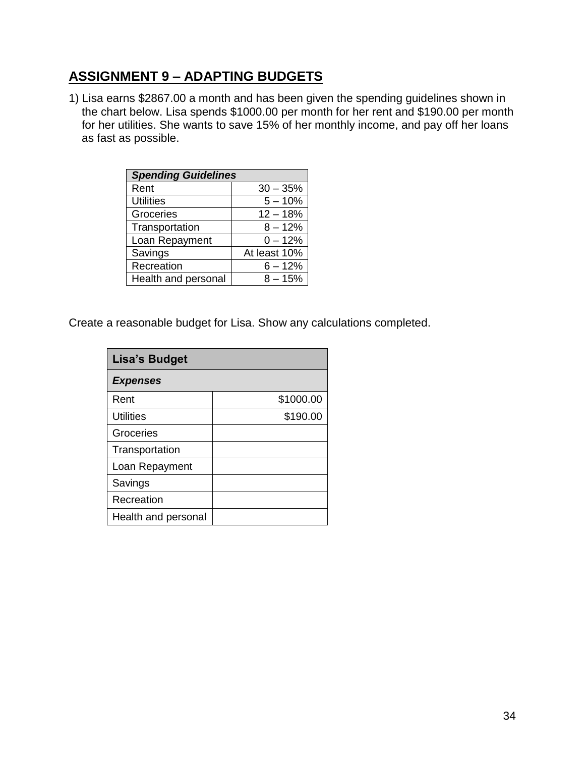## ASSIGNMENT 9 – ADAPTING BUDGETS

1) Lisa earns $2867.00 a month and has been given the spending guidelines shown in the chart below. Lisa spends $1000.00 per month for her rent and $190.00 per month for her utilities. She wants to save 15% of her monthly income, and pay off her loans as fast as possible.

| ***Spending Guidelines*** | |
|---|---|
| Rent | 30 – 35% |
| Utilities | 5 – 10% |
| Groceries | 12 – 18% |
| Transportation | 8 – 12% |
| Loan Repayment | 0 – 12% |
| Savings | At least 10% |
| Recreation | 6 – 12% |
| Health and personal | 8 – 15% |

Create a reasonable budget for Lisa. Show any calculations completed.

| **Lisa's Budget** | |
|---|---|
| ***Expenses*** | |
| Rent | $1000.00 |
| Utilities | $190.00 |
| Groceries | |
| Transportation | |
| Loan Repayment | |
| Savings | |
| Recreation | |
| Health and personal | |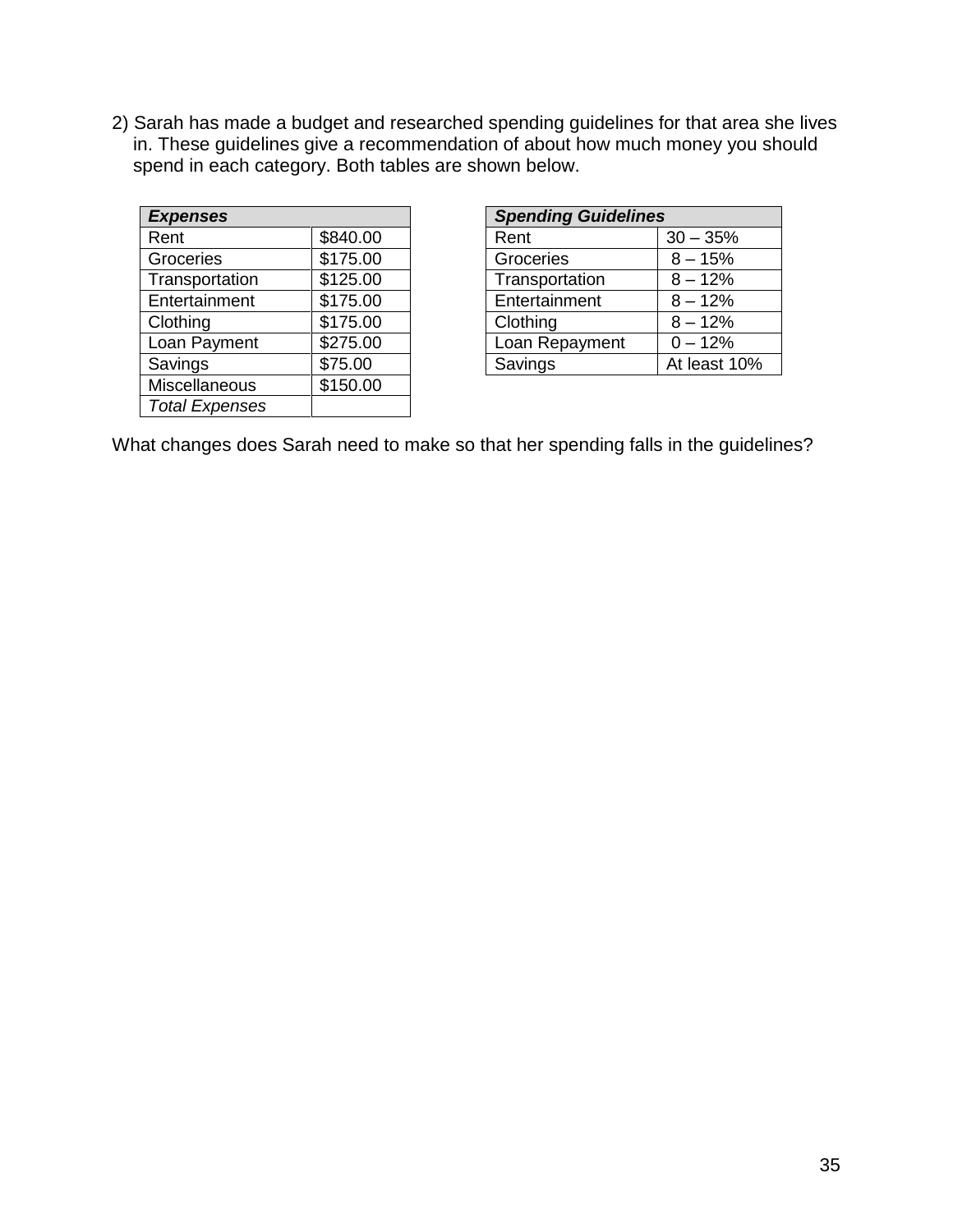2) Sarah has made a budget and researched spending guidelines for that area she lives in. These guidelines give a recommendation of about how much money you should spend in each category. Both tables are shown below.

| ***Expenses*** | |
|---|---|
| Rent | $840.00 |
| Groceries | $175.00 |
| Transportation | $125.00 |
| Entertainment | $175.00 |
| Clothing | $175.00 |
| Loan Payment | $275.00 |
| Savings | $75.00 |
| Miscellaneous | $150.00 |
| *Total Expenses* | |

| ***Spending Guidelines*** | |
|---|---|
| Rent | 30 – 35% |
| Groceries | 8 – 15% |
| Transportation | 8 – 12% |
| Entertainment | 8 – 12% |
| Clothing | 8 – 12% |
| Loan Repayment | 0 – 12% |
| Savings | At least 10% |

What changes does Sarah need to make so that her spending falls in the guidelines?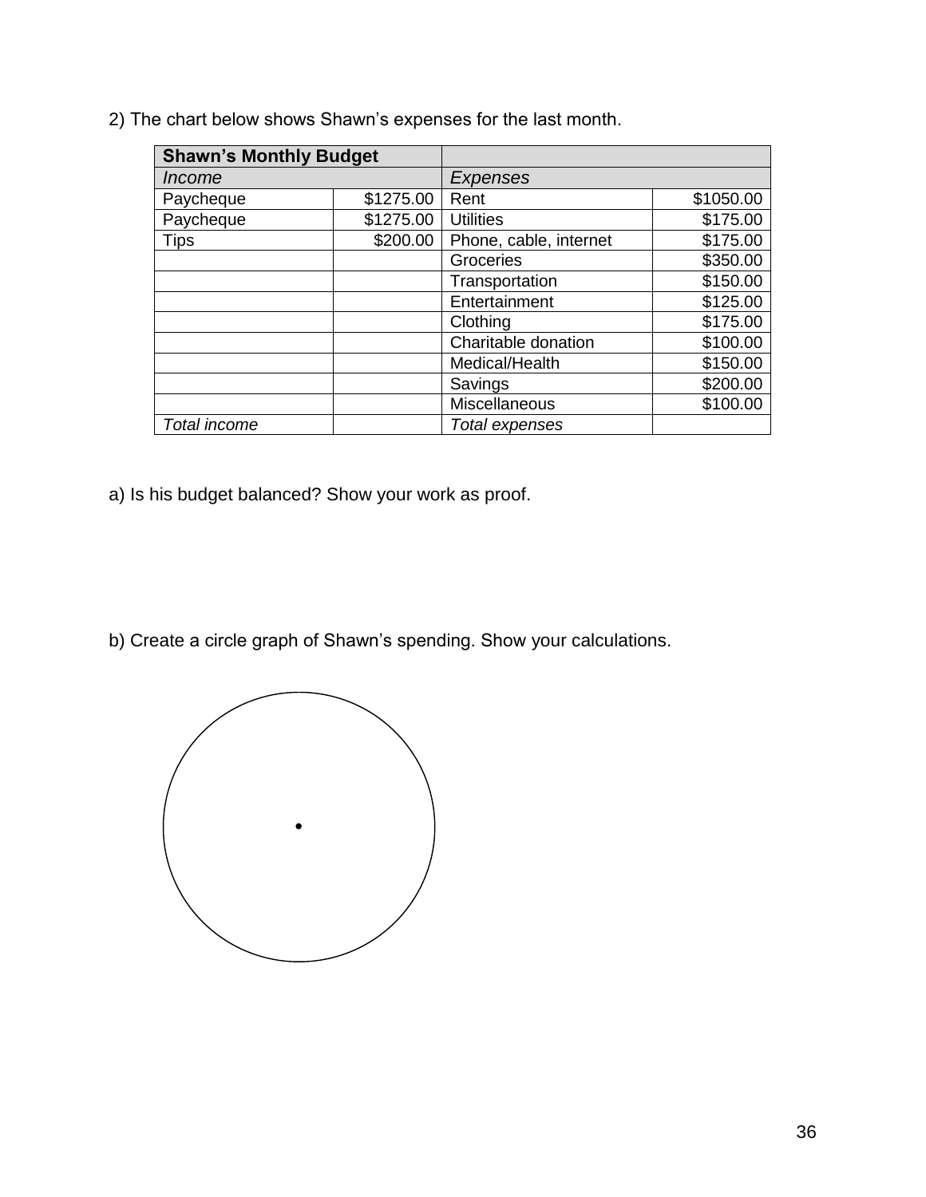2) The chart below shows Shawn's expenses for the last month.

| **Shawn's Monthly Budget** | | | |
|---|---|---|---|
| *Income* | | *Expenses* | |
| Paycheque | $1275.00 | Rent | $1050.00 |
| Paycheque | $1275.00 | Utilities | $175.00 |
| Tips | $200.00 | Phone, cable, internet | $175.00 |
| | | Groceries | $350.00 |
| | | Transportation | $150.00 |
| | | Entertainment | $125.00 |
| | | Clothing | $175.00 |
| | | Charitable donation | $100.00 |
| | | Medical/Health | $150.00 |
| | | Savings | $200.00 |
| | | Miscellaneous | $100.00 |
| *Total income* | | *Total expenses* | |

a) Is his budget balanced? Show your work as proof.

b) Create a circle graph of Shawn's spending. Show your calculations.